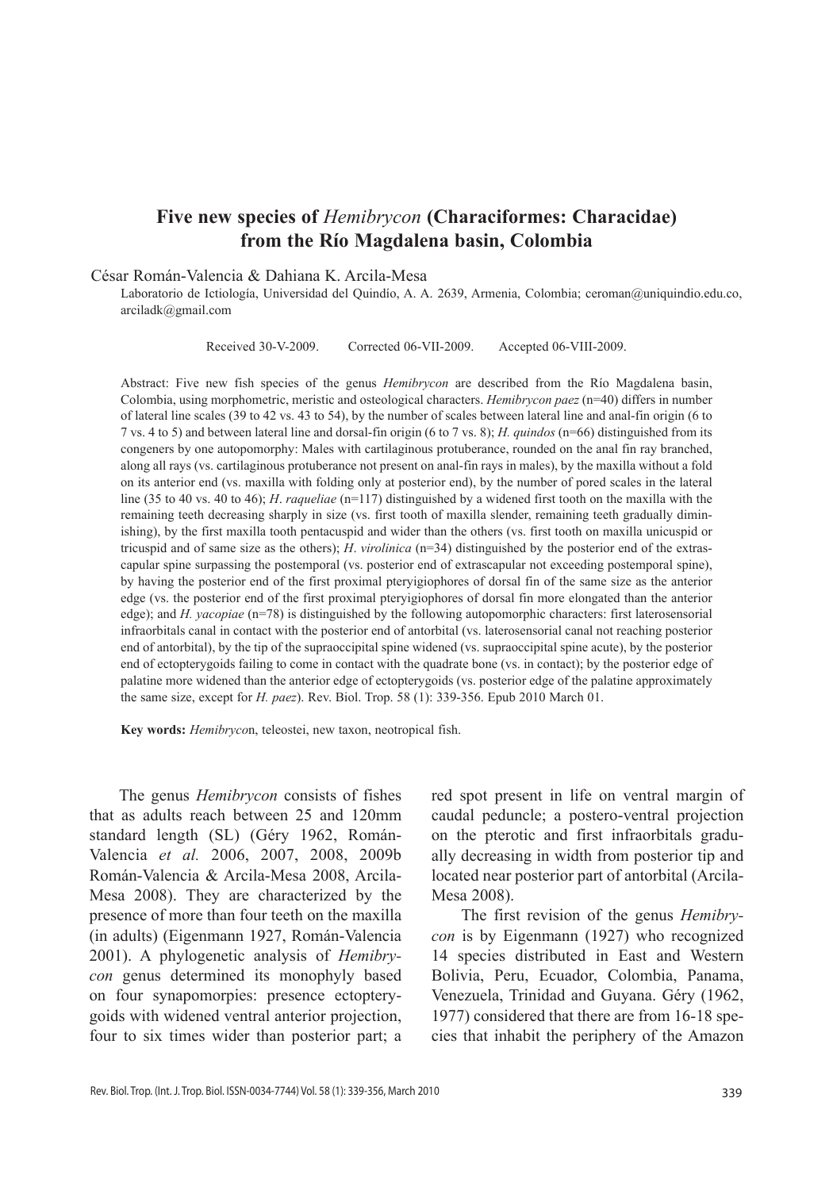# Five new species of *Hemibrycon* (Characiformes: Characidae) from the Río Magdalena basin, Colombia

César Román-Valencia & Dahiana K. Arcila-Mesa

Laboratorio de Ictiología, Universidad del Quindío, A. A. 2639, Armenia, Colombia; ceroman@uniquindio.edu.co, arciladk@gmail.com

Received 30-V-2009. Corrected 06-VII-2009. Accepted 06-VIII-2009.

Abstract: Five new fish species of the genus *Hemibrycon* are described from the Río Magdalena basin, Colombia, using morphometric, meristic and osteological characters. *Hemibrycon paez* (n=40) differs in number of lateral line scales (39 to 42 vs. 43 to 54), by the number of scales between lateral line and anal-fin origin (6 to 7 vs. 4 to 5) and between lateral line and dorsal-fin origin (6 to 7 vs. 8); *H. quindos* (n=66) distinguished from its congeners by one autopomorphy: Males with cartilaginous protuberance, rounded on the anal fin ray branched, along all rays (vs. cartilaginous protuberance not present on anal-fin rays in males), by the maxilla without a fold on its anterior end (vs. maxilla with folding only at posterior end), by the number of pored scales in the lateral line (35 to 40 vs. 40 to 46); *H. raqueliae* (n=117) distinguished by a widened first tooth on the maxilla with the remaining teeth decreasing sharply in size (vs. first tooth of maxilla slender, remaining teeth gradually diminishing), by the first maxilla tooth pentacuspid and wider than the others (vs. first tooth on maxilla unicuspid or tricuspid and of same size as the others); *H. virolinica* (n=34) distinguished by the posterior end of the extrascapular spine surpassing the postemporal (vs. posterior end of extrascapular not exceeding postemporal spine), by having the posterior end of the first proximal pteryigiophores of dorsal fin of the same size as the anterior edge (vs. the posterior end of the first proximal pteryigiophores of dorsal fin more elongated than the anterior edge); and *H. yacopiae* (n=78) is distinguished by the following autopomorphic characters: first laterosensorial infraorbitals canal in contact with the posterior end of antorbital (vs. laterosensorial canal not reaching posterior end of antorbital), by the tip of the supraoccipital spine widened (vs. supraoccipital spine acute), by the posterior end of ectopterygoids failing to come in contact with the quadrate bone (vs. in contact); by the posterior edge of palatine more widened than the anterior edge of ectopterygoids (vs. posterior edge of the palatine approximately the same size, except for *H. paez*). Rev. Biol. Trop. 58 (1): 339-356. Epub 2010 March 01.

**Key words:** *Hemibryco*n, teleostei, new taxon, neotropical fish.

The genus *Hemibrycon* consists of fishes that as adults reach between 25 and 120mm standard length (SL) (Géry 1962, Román-Valencia *et al.* 2006, 2007, 2008, 2009b Román-Valencia & Arcila-Mesa 2008, Arcila-Mesa 2008). They are characterized by the presence of more than four teeth on the maxilla (in adults) (Eigenmann 1927, Román-Valencia 2001). A phylogenetic analysis of *Hemibrycon* genus determined its monophyly based on four synapomorpies: presence ectopterygoids with widened ventral anterior projection, four to six times wider than posterior part; a red spot present in life on ventral margin of caudal peduncle; a postero-ventral projection on the pterotic and first infraorbitals gradually decreasing in width from posterior tip and located near posterior part of antorbital (Arcila-Mesa 2008).

The first revision of the genus *Hemibrycon* is by Eigenmann (1927) who recognized 14 species distributed in East and Western Bolivia, Peru, Ecuador, Colombia, Panama, Venezuela, Trinidad and Guyana. Géry (1962, 1977) considered that there are from 16-18 species that inhabit the periphery of the Amazon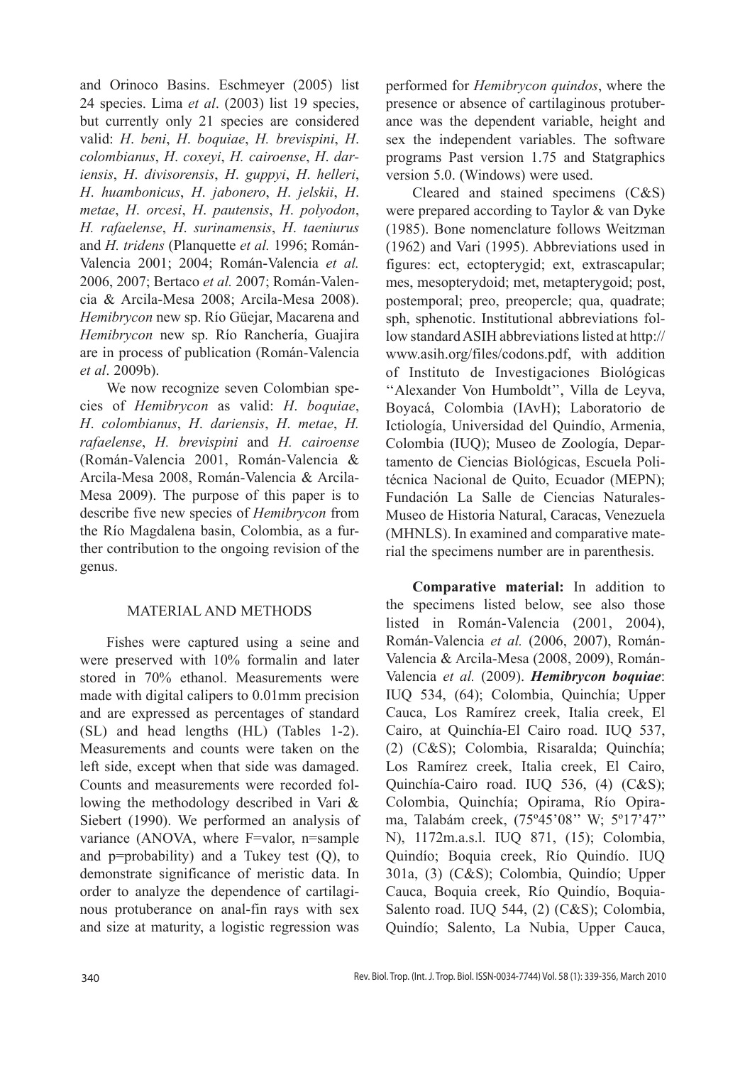and Orinoco Basins. Eschmeyer (2005) list 24 species. Lima *et al*. (2003) list 19 species, but currently only 21 species are considered valid: *H*. *beni*, *H*. *boquiae*, *H. brevispini*, *H*. *colombianus*, *H*. *coxeyi*, *H. cairoense*, *H*. *dariensis*, *H*. *divisorensis*, *H*. *guppyi*, *H*. *helleri*, *H*. *huambonicus*, *H*. *jabonero*, *H*. *jelskii*, *H*. *metae*, *H*. *orcesi*, *H*. *pautensis*, *H*. *polyodon*, *H. rafaelense*, *H*. *surinamensis*, *H*. *taeniurus* and *H. tridens* (Planquette *et al.* 1996; Román-Valencia 2001; 2004; Román-Valencia *et al.* 2006, 2007; Bertaco *et al.* 2007; Román-Valencia & Arcila-Mesa 2008; Arcila-Mesa 2008). *Hemibrycon* new sp. Río Güejar, Macarena and *Hemibrycon* new sp. Río Ranchería, Guajira are in process of publication (Román-Valencia *et al*. 2009b).

We now recognize seven Colombian species of *Hemibrycon* as valid: *H*. *boquiae*, *H*. *colombianus*, *H*. *dariensis*, *H*. *metae*, *H. rafaelense*, *H. brevispini* and *H. cairoense* (Román-Valencia 2001, Román-Valencia & Arcila-Mesa 2008, Román-Valencia & Arcila-Mesa 2009). The purpose of this paper is to describe five new species of *Hemibrycon* from the Río Magdalena basin, Colombia, as a further contribution to the ongoing revision of the genus.

## MATERIAL AND METHODS

Fishes were captured using a seine and were preserved with 10% formalin and later stored in 70% ethanol. Measurements were made with digital calipers to 0.01mm precision and are expressed as percentages of standard (SL) and head lengths (HL) (Tables 1-2). Measurements and counts were taken on the left side, except when that side was damaged. Counts and measurements were recorded following the methodology described in Vari & Siebert (1990). We performed an analysis of variance (ANOVA, where F=valor, n=sample and p=probability) and a Tukey test (Q), to demonstrate significance of meristic data. In order to analyze the dependence of cartilaginous protuberance on anal-fin rays with sex and size at maturity, a logistic regression was performed for *Hemibrycon quindos*, where the presence or absence of cartilaginous protuberance was the dependent variable, height and sex the independent variables. The software programs Past version 1.75 and Statgraphics version 5.0. (Windows) were used.

Cleared and stained specimens (C&S) were prepared according to Taylor & van Dyke (1985). Bone nomenclature follows Weitzman (1962) and Vari (1995). Abbreviations used in figures: ect, ectopterygid; ext, extrascapular; mes, mesopterydoid; met, metapterygoid; post, postemporal; preo, preopercle; qua, quadrate; sph, sphenotic. Institutional abbreviations follow standard ASIH abbreviations listed at http://www.asih.org/files/codons.pdf, with addition of Instituto de Investigaciones Biológicas ''Alexander Von Humboldt'', Villa de Leyva, Boyacá, Colombia (IAvH); Laboratorio de Ictiología, Universidad del Quindío, Armenia, Colombia (IUQ); Museo de Zoología, Departamento de Ciencias Biológicas, Escuela Politécnica Nacional de Quito, Ecuador (MEPN); Fundación La Salle de Ciencias Naturales-Museo de Historia Natural, Caracas, Venezuela (MHNLS). In examined and comparative material the specimens number are in parenthesis.

**Comparative material:** In addition to the specimens listed below, see also those listed in Román-Valencia (2001, 2004), Román-Valencia *et al.* (2006, 2007), Román-Valencia & Arcila-Mesa (2008, 2009), Román-Valencia *et al.* (2009). ***Hemibrycon boquiae***: IUQ 534, (64); Colombia, Quinchía; Upper Cauca, Los Ramírez creek, Italia creek, El Cairo, at Quinchía-El Cairo road. IUQ 537, (2) (C&S); Colombia, Risaralda; Quinchía; Los Ramírez creek, Italia creek, El Cairo, Quinchía-Cairo road. IUQ 536, (4) (C&S); Colombia, Quinchía; Opirama, Río Opirama, Talabám creek, (75º45'08'' W; 5º17'47'' N), 1172m.a.s.l. IUQ 871, (15); Colombia, Quindío; Boquia creek, Río Quindío. IUQ 301a, (3) (C&S); Colombia, Quindío; Upper Cauca, Boquia creek, Río Quindío, Boquia-Salento road. IUQ 544, (2) (C&S); Colombia, Quindío; Salento, La Nubia, Upper Cauca,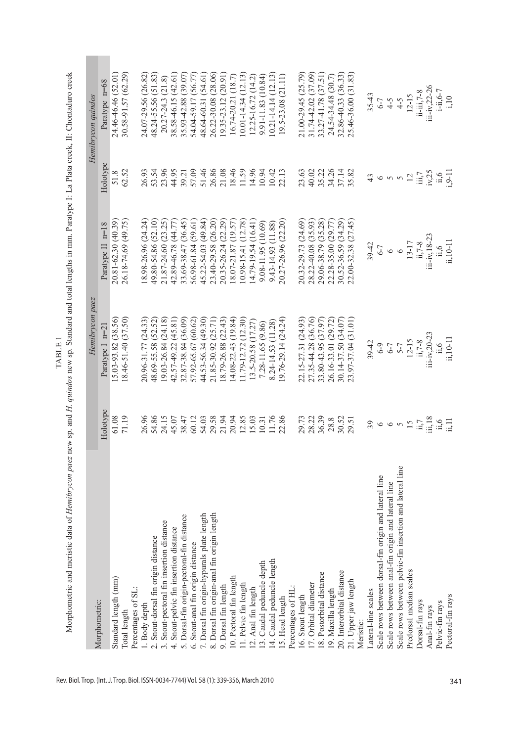TABLE 1

Morphometric and meristic data of *Hemibrycon paez* new sp. and *H. quindos* new sp. Standard and total lengths in mm. Paratype I: La Plata creek, II: Chontaduro creek

| Morphometric: | *Hemibrycon paez* | | | *Hemibrycon quindos* | |
|---|---|---|---|---|---|
| | Holotype | Paratype I n=21 | Paratype II n=18 | Holotype | Paratype n=68 |
| Standard length (mm) | 61.08 | 15.03-93.82 (38.56) | 20.81-62.30 (40.39) | 51.8 | 24.46-46.46 (52.01) |
| Total length | 71.19 | 18.46-51.40 (37.50) | 26.18-74.69 (49.75) | 62.52 | 30.58-91.57 (62.29) |
| Percentages of SL: | | | | | |
| 1. Body depth | 26.96 | 20.96-31.77 (24.33) | 18.98-26.96 (24.24) | 26.93 | 24.07-29.56 (26.82) |
| 2. Snout-dorsal fin origin distance | 54.86 | 48.69-55.58 (52.52) | 49.80-54.86 (52.10) | 53.54 | 48.24-55.56 (51.83) |
| 3. Snout-pectoral fin insertion distance | 24.15 | 19.03-26.84 (24.18) | 21.87-24.60 (23.25) | 23.96 | 20.27-24.3 (21.8) |
| 4. Snout-pelvic fin insertion distance | 45.07 | 42.57-49.22 (45.81) | 42.89-46.78 (44.77) | 44.95 | 38.58-46.15 (42.61) |
| 5. Dorsal-fin origin-pectoral-fin distance | 38.47 | 32.87-38.84 (36.09) | 33.69-38.47 (36.45) | 39.21 | 35.93-42.88 (39.07) |
| 6. Snout-anal fin origin distance | 60.12 | 57.92-65.67 (60.62) | 56.98-61.84 (59.61) | 57.09 | 54.04-59.17 (56.77) |
| 7. Dorsal fin origin-hypurals plate length | 54.03 | 44.53-56.34 (49.30) | 45.22-54.03 (49.84) | 51.46 | 48.64-60.31 (54.61) |
| 8. Dorsal fin origin-anal fin origin length | 29.58 | 21.85-30.92 (25.71) | 23.40-29.58 (26.20) | 26.86 | 26.22-30.08 (28.06) |
| 9. Dorsal fin length | 21.94 | 18.79-26.88 (22.43) | 20.35-26.24 (22.29) | 21.08 | 19.35-23.12 (20.91) |
| 10. Pectoral fin length | 20.94 | 14.08-22.43 (19.84) | 18.07-21.87 (19.57) | 18.46 | 16.74-20.21 (18.7) |
| 11. Pelvic fin length | 12.85 | 11.79-12.72 (12.30) | 10.98-15.41 (12.78) | 11.59 | 10.01-14.34 (12.13) |
| 12. Anal fin length | 15.03 | 13.5-20.58 (17.27) | 14.79-19.54 (16.41) | 14.96 | 12.25-16.72 (14.2) |
| 13. Caudal peduncle depth | 10.31 | 7.28-11.65 (9.86) | 9.08-11.95 (10.69) | 10.94 | 9.91-11.83 (10.84) |
| 14. Caudal peduncle length | 11.76 | 8.24-14.53 (11.28) | 9.43-14.93 (11.88) | 10.42 | 10.21-14.14 (12.13) |
| 15. Head length | 22.86 | 19.76-29.14 (24.24) | 20.27-26.96 (22.20) | 22.13 | 19.5-23.08 (21.11) |
| Percentages of HL: | | | | | |
| 16. Snout length | 29.73 | 22.15-27.31 (24.93) | 20.32-29.73 (24.69) | 23.63 | 21.00-29.45 (25.79) |
| 17. Orbital diameter | 28.22 | 27.35-44.28 (36.76) | 28.22-40.08 (35.93) | 40.02 | 31.74-42.02 (37.09) |
| 18. Postorbital distance | 36.39 | 33.80-43.95 (37.97) | 29.06-38.79 (35.28) | 35.22 | 33.27-41.78 (37.51) |
| 19. Maxilla length | 28.8 | 26.16-33.01 (29.72) | 22.28-35.00 (29.77) | 34.26 | 24.54-34.48 (30.7) |
| 20. Interorbital distance | 30.52 | 30.14-37.50 (34.07) | 30.52-36.59 (34.29) | 37.14 | 32.86-40.33 (36.33) |
| 21. Upper jaw length | 29.51 | 23.97-37.04 (31.01) | 22.00-32.38 (27.45) | 35.82 | 25.46-36.00 (31.83) |
| Meristic: | | | | | |
| Lateral-line scales | 39 | 39-42 | 39-42 | 43 | 35-43 |
| Scale rows between dorsal-fin origin and lateral line | 6 | 6-9 | 6-7 | 6 | 6-7 |
| Scale rows between anal-fin origin and lateral line | 6 | 6-7 | 6 | 5 | 4-5 |
| Scale rows between pelvic-fin insertion and lateral line | 5 | 5-7 | 6 | 5 | 4-5 |
| Predorsal median scales | 15 | 12-15 | 13-17 | 12 | 12-15 |
| Dorsal-fin rays | ii,7 | ii,7-8 | ii,7-8 | iii,7 | ii-iii,7-8 |
| Anal-fin rays | iii,18 | iii-iv,20-23 | iii-iv,18-23 | iv,25 | iii-iv,22-26 |
| Pelvic-fin rays | ii,6 | ii,6 | ii,6 | ii,6 | i-ii,6-7 |
| Pectoral-fin rays | ii,11 | ii,10-11 | ii,10-11 | i,9-11 | i,10 |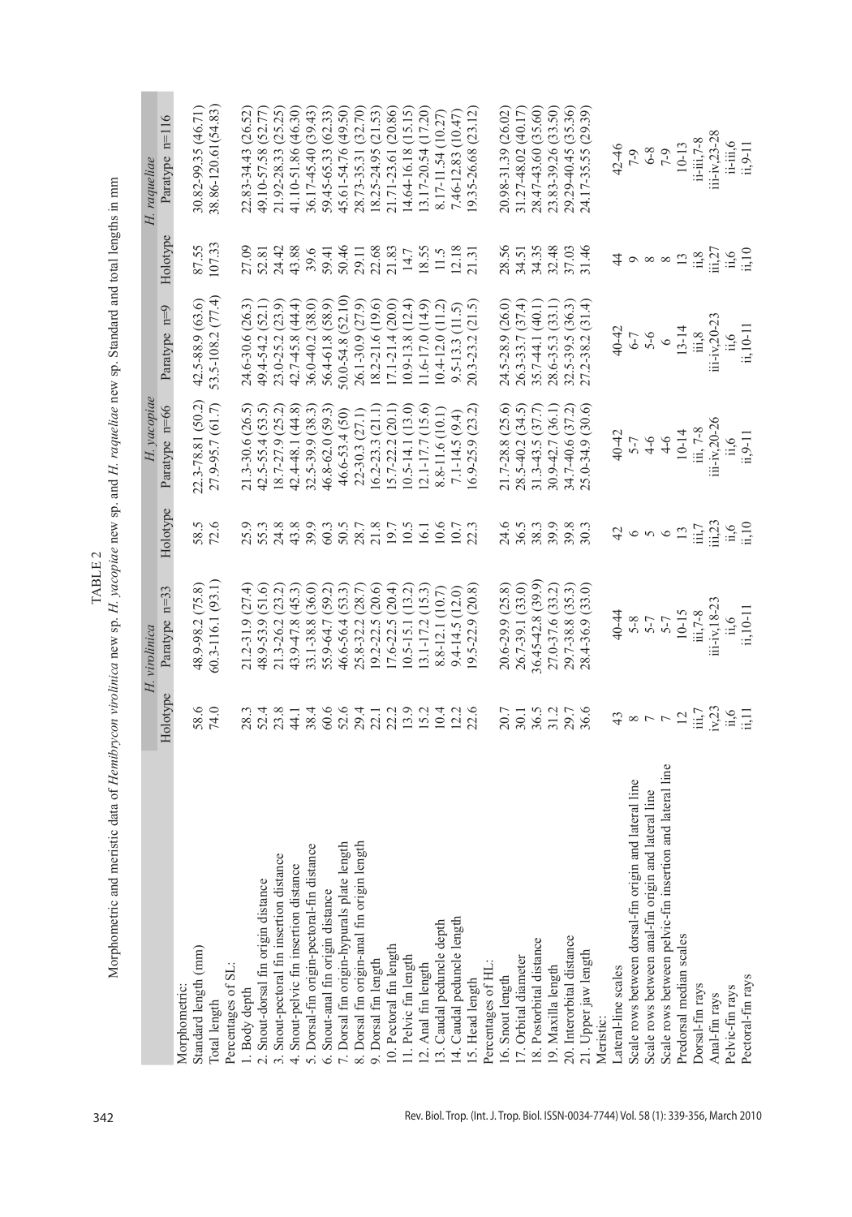TABLE 2

Morphometric and meristic data of *Hemibrycon virolinica* new sp. *H. yacopiae* new sp. and *H. raqueliae* new sp. Standard and total lengths in mm

| | *H. virolinica* | | *H. yacopiae* | | *H. raqueliae* | |
|---|---|---|---|---|---|---|
| | Holotype | Paratype n=33 | Holotype | Paratype n=66 | Paratype n=9 | Holotype | Paratype n=116 |
| Morphometric: | | | | | | | |
| Standard length (mm) | 58.6 | 48.9-98.2 (75.8) | 58.5 | 22.3-78.81 (50.2) | 42.5-88.9 (63.6) | 87.55 | 30.82-99.35 (46.71) |
| Total length | 74.0 | 60.3-116.1 (93.1) | 72.6 | 27.9-95.7 (61.7) | 53.5-108.2 (77.4) | 107.33 | 38.86-120.61(54.83) |
| Percentages of SL: | | | | | | | |
| 1. Body depth | 28.3 | 21.2-31.9 (27.4) | 25.9 | 21.3-30.6 (26.5) | 24.6-30.6 (26.3) | 27.09 | 22.83-34.43 (26.52) |
| 2. Snout-dorsal fin origin distance | 52.4 | 48.9-53.9 (51.6) | 55.3 | 42.5-55.4 (53.5) | 49.4-54.2 (52.1) | 52.81 | 49.10-57.58 (52.77) |
| 3. Snout-pectoral fin insertion distance | 23.8 | 21.3-26.2 (23.2) | 24.8 | 18.7-27.9 (25.2) | 23.0-25.2 (23.9) | 24.42 | 21.92-28.33 (25.25) |
| 4. Snout-pelvic fin insertion distance | 44.1 | 43.9-47.8 (45.3) | 43.8 | 42.4-48.1 (44.8) | 42.7-45.8 (44.4) | 43.88 | 41.10-51.86 (46.30) |
| 5. Dorsal-fin origin-pectoral-fin distance | 38.4 | 33.1-38.8 (36.0) | 39.9 | 32.5-39.9 (38.3) | 36.0-40.2 (38.0) | 39.6 | 36.17-45.40 (39.43) |
| 6. Snout-anal fin origin distance | 60.6 | 55.9-64.7 (59.2) | 60.3 | 46.8-62.0 (59.3) | 56.4-61.8 (58.9) | 59.41 | 59.45-65.33 (62.33) |
| 7. Dorsal fin origin-hypurals plate length | 52.6 | 46.6-56.4 (53.3) | 50.5 | 46.6-53.4 (50) | 50.0-54.8 (52.10) | 50.46 | 45.61-54.76 (49.50) |
| 8. Dorsal fin origin-anal fin origin length | 29.4 | 25.8-32.2 (28.7) | 28.7 | 22-30.3 (27.1) | 26.1-30.9 (27.9) | 29.11 | 28.73-35.31 (32.70) |
| 9. Dorsal fin length | 22.1 | 19.2-22.5 (20.6) | 21.8 | 16.2-23.3 (21.1) | 18.2-21.6 (19.6) | 22.68 | 18.25-24.95 (21.53) |
| 10. Pectoral fin length | 22.2 | 17.6-22.5 (20.4) | 19.7 | 15.7-22.2 (20.1) | 17.1-21.4 (20.0) | 21.83 | 21.71-23.61 (20.86) |
| 11. Pelvic fin length | 13.9 | 10.5-15.1 (13.2) | 10.5 | 10.5-14.1 (13.0) | 10.9-13.8 (12.4) | 14.7 | 14.64-16.18 (15.15) |
| 12. Anal fin length | 15.2 | 13.1-17.2 (15.3) | 16.1 | 12.1-17.7 (15.6) | 11.6-17.0 (14.9) | 18.55 | 13.17-20.54 (17.20) |
| 13. Caudal peduncle depth | 10.4 | 8.8-12.1 (10.7) | 10.6 | 8.8-11.6 (10.1) | 10.4-12.0 (11.2) | 11.5 | 8.17-11.54 (10.27) |
| 14. Caudal peduncle length | 12.2 | 9.4-14.5 (12.0) | 10.7 | 7.1-14.5 (9.4) | 9.5-13.3 (11.5) | 12.18 | 7.46-12.83 (10.47) |
| 15. Head length | 22.6 | 19.5-22.9 (20.8) | 22.3 | 16.9-25.9 (23.2) | 20.3-23.2 (21.5) | 21.31 | 19.35-26.68 (23.12) |
| Percentages of HL: | | | | | | | |
| 16. Snout length | 20.7 | 20.6-29.9 (25.8) | 24.6 | 21.7-28.8 (25.6) | 24.5-28.9 (26.0) | 28.56 | 20.98-31.39 (26.02) |
| 17. Orbital diameter | 30.1 | 26.7-39.1 (33.0) | 36.5 | 28.5-40.2 (34.5) | 26.3-33.7 (37.4) | 34.51 | 31.27-48.02 (40.17) |
| 18. Postorbital distance | 36.5 | 36.45-42.8 (39.9) | 38.3 | 31.3-43.5 (37.7) | 35.7-44.1 (40.1) | 34.35 | 28.47-43.60 (35.60) |
| 19. Maxilla length | 31.2 | 27.0-37.6 (33.2) | 39.9 | 30.9-42.7 (36.1) | 28.6-35.3 (33.1) | 32.48 | 23.83-39.26 (33.50) |
| 20. Interorbital distance | 29.7 | 29.7-38.8 (35.3) | 39.8 | 34.7-40.6 (37.2) | 32.5-39.5 (36.3) | 37.03 | 29.29-40.45 (35.36) |
| 21. Upper jaw length | 36.6 | 28.4-36.9 (33.0) | 30.3 | 25.0-34.9 (30.6) | 27.2-38.2 (31.4) | 31.46 | 24.17-35.55 (29.39) |
| Meristic: | | | | | | | |
| Lateral-line scales | 43 | 40-44 | 42 | 40-42 | 40-42 | 44 | 42-46 |
| Scale rows between dorsal-fin origin and lateral line | 8 | 5-8 | 6 | 5-7 | 6-7 | 9 | 7-9 |
| Scale rows between anal-fin origin and lateral line | 7 | 5-7 | 5 | 4-6 | 5-6 | 8 | 6-8 |
| Scale rows between pelvic-fin insertion and lateral line | 7 | 5-7 | 6 | 4-6 | 6 | 8 | 7-9 |
| Predorsal median scales | 12 | 10-15 | 13 | 10-14 | 13-14 | 13 | 10-13 |
| Dorsal-fin rays | iii,7 | ii,7-8 | iii,7 | iii, 7-8 | ii,8 | ii,8 | ii-iii,7-8 |
| Anal-fin rays | iv,23 | iii-iv,18-23 | ii,23 | ii-iv,20-26 | iii-iv,20-23 | iii,27 | iii-iv,23-28 |
| Pelvic-fin rays | ii,6 | ii,6 | ii,6 | ii,6 | ii,6 | ii,6 | ii-iii,6 |
| Pectoral-fin rays | ii,11 | ii,10-11 | ii,10 | ii,9-11 | ii,10-11 | ii,10 | ii,9-11 |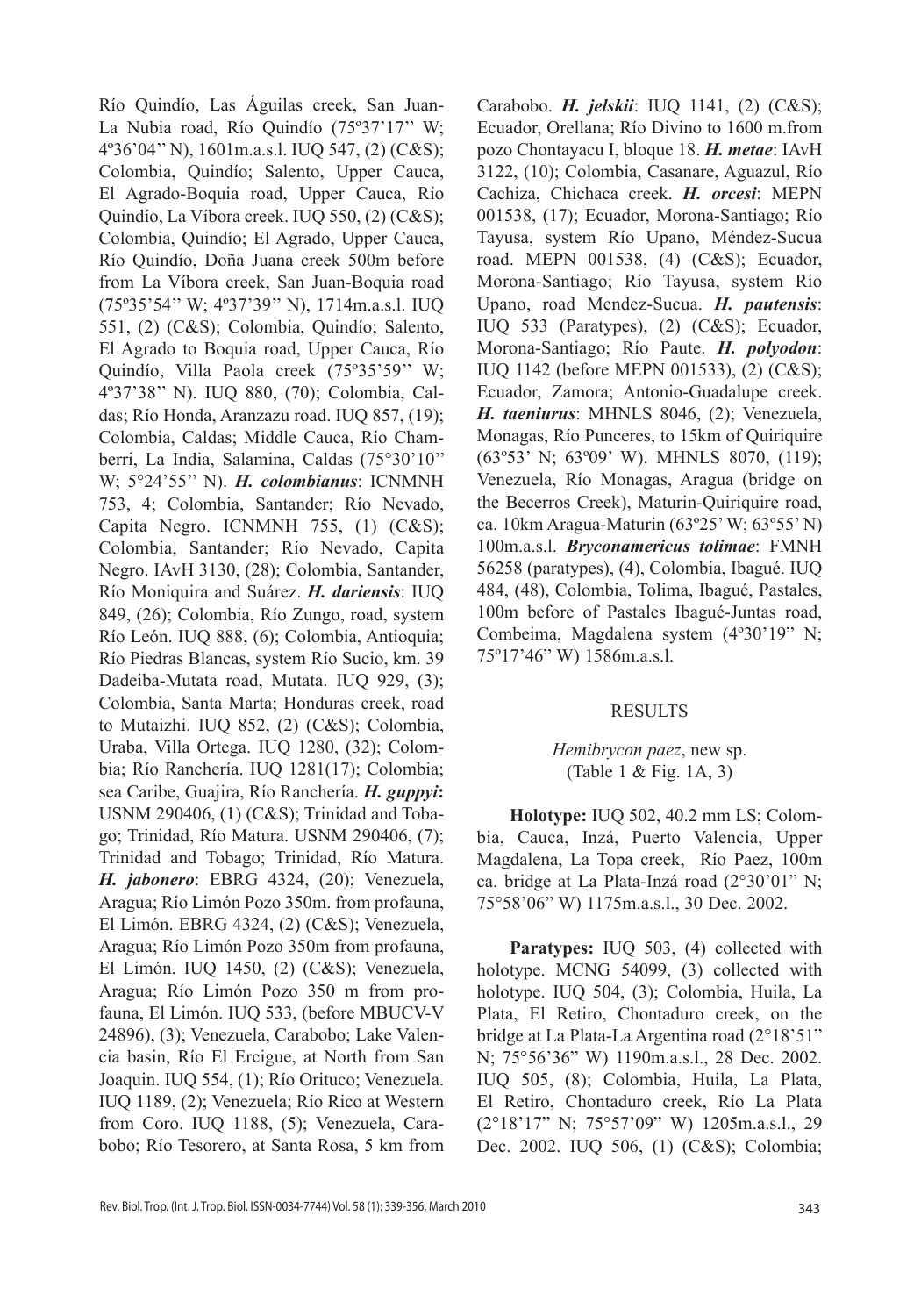Río Quindío, Las Águilas creek, San Juan-La Nubia road, Río Quindío (75º37'17'' W; 4º36'04'' N), 1601m.a.s.l. IUQ 547, (2) (C&S); Colombia, Quindío; Salento, Upper Cauca, El Agrado-Boquia road, Upper Cauca, Río Quindío, La Víbora creek. IUQ 550, (2) (C&S); Colombia, Quindío; El Agrado, Upper Cauca, Río Quindío, Doña Juana creek 500m before from La Víbora creek, San Juan-Boquia road (75º35'54'' W; 4º37'39'' N), 1714m.a.s.l. IUQ 551, (2) (C&S); Colombia, Quindío; Salento, El Agrado to Boquia road, Upper Cauca, Río Quindío, Villa Paola creek (75º35'59'' W; 4º37'38'' N). IUQ 880, (70); Colombia, Caldas; Río Honda, Aranzazu road. IUQ 857, (19); Colombia, Caldas; Middle Cauca, Río Chamberri, La India, Salamina, Caldas (75°30'10'' W; 5°24'55'' N). ***H. colombianus***: ICNMNH 753, 4; Colombia, Santander; Río Nevado, Capita Negro. ICNMNH 755, (1) (C&S); Colombia, Santander; Río Nevado, Capita Negro. IAvH 3130, (28); Colombia, Santander, Río Moniquira and Suárez. ***H. dariensis***: IUQ 849, (26); Colombia, Río Zungo, road, system Río León. IUQ 888, (6); Colombia, Antioquia; Río Piedras Blancas, system Río Sucio, km. 39 Dadeiba-Mutata road, Mutata. IUQ 929, (3); Colombia, Santa Marta; Honduras creek, road to Mutaizhi. IUQ 852, (2) (C&S); Colombia, Uraba, Villa Ortega. IUQ 1280, (32); Colombia; Río Ranchería. IUQ 1281(17); Colombia; sea Caribe, Guajira, Río Ranchería. ***H. guppyi*:** USNM 290406, (1) (C&S); Trinidad and Tobago; Trinidad, Río Matura. USNM 290406, (7); Trinidad and Tobago; Trinidad, Río Matura. ***H. jabonero***: EBRG 4324, (20); Venezuela, Aragua; Río Limón Pozo 350m. from profauna, El Limón. EBRG 4324, (2) (C&S); Venezuela, Aragua; Río Limón Pozo 350m from profauna, El Limón. IUQ 1450, (2) (C&S); Venezuela, Aragua; Río Limón Pozo 350 m from profauna, El Limón. IUQ 533, (before MBUCV-V 24896), (3); Venezuela, Carabobo; Lake Valencia basin, Río El Ercigue, at North from San Joaquin. IUQ 554, (1); Río Orituco; Venezuela. IUQ 1189, (2); Venezuela; Río Rico at Western from Coro. IUQ 1188, (5); Venezuela, Carabobo; Río Tesorero, at Santa Rosa, 5 km from Carabobo. ***H. jelskii***: IUQ 1141, (2) (C&S); Ecuador, Orellana; Río Divino to 1600 m.from pozo Chontayacu I, bloque 18. ***H. metae***: IAvH 3122, (10); Colombia, Casanare, Aguazul, Río Cachiza, Chichaca creek. ***H. orcesi***: MEPN 001538, (17); Ecuador, Morona-Santiago; Río Tayusa, system Río Upano, Méndez-Sucua road. MEPN 001538, (4) (C&S); Ecuador, Morona-Santiago; Río Tayusa, system Río Upano, road Mendez-Sucua. ***H. pautensis***: IUQ 533 (Paratypes), (2) (C&S); Ecuador, Morona-Santiago; Río Paute. ***H. polyodon***: IUQ 1142 (before MEPN 001533), (2) (C&S); Ecuador, Zamora; Antonio-Guadalupe creek. ***H. taeniurus***: MHNLS 8046, (2); Venezuela, Monagas, Río Punceres, to 15km of Quiriquire (63º53' N; 63º09' W). MHNLS 8070, (119); Venezuela, Río Monagas, Aragua (bridge on the Becerros Creek), Maturin-Quiriquire road, ca. 10km Aragua-Maturin (63º25' W; 63º55' N) 100m.a.s.l. ***Bryconamericus tolimae***: FMNH 56258 (paratypes), (4), Colombia, Ibagué. IUQ 484, (48), Colombia, Tolima, Ibagué, Pastales, 100m before of Pastales Ibagué-Juntas road, Combeima, Magdalena system (4º30'19'' N; 75º17'46'' W) 1586m.a.s.l.

## RESULTS

*Hemibrycon paez*, new sp.
(Table 1 & Fig. 1A, 3)

**Holotype:** IUQ 502, 40.2 mm LS; Colombia, Cauca, Inzá, Puerto Valencia, Upper Magdalena, La Topa creek, Río Paez, 100m ca. bridge at La Plata-Inzá road (2°30'01'' N; 75°58'06'' W) 1175m.a.s.l., 30 Dec. 2002.

**Paratypes:** IUQ 503, (4) collected with holotype. MCNG 54099, (3) collected with holotype. IUQ 504, (3); Colombia, Huila, La Plata, El Retiro, Chontaduro creek, on the bridge at La Plata-La Argentina road (2°18'51'' N; 75°56'36'' W) 1190m.a.s.l., 28 Dec. 2002. IUQ 505, (8); Colombia, Huila, La Plata, El Retiro, Chontaduro creek, Río La Plata (2°18'17'' N; 75°57'09'' W) 1205m.a.s.l., 29 Dec. 2002. IUQ 506, (1) (C&S); Colombia;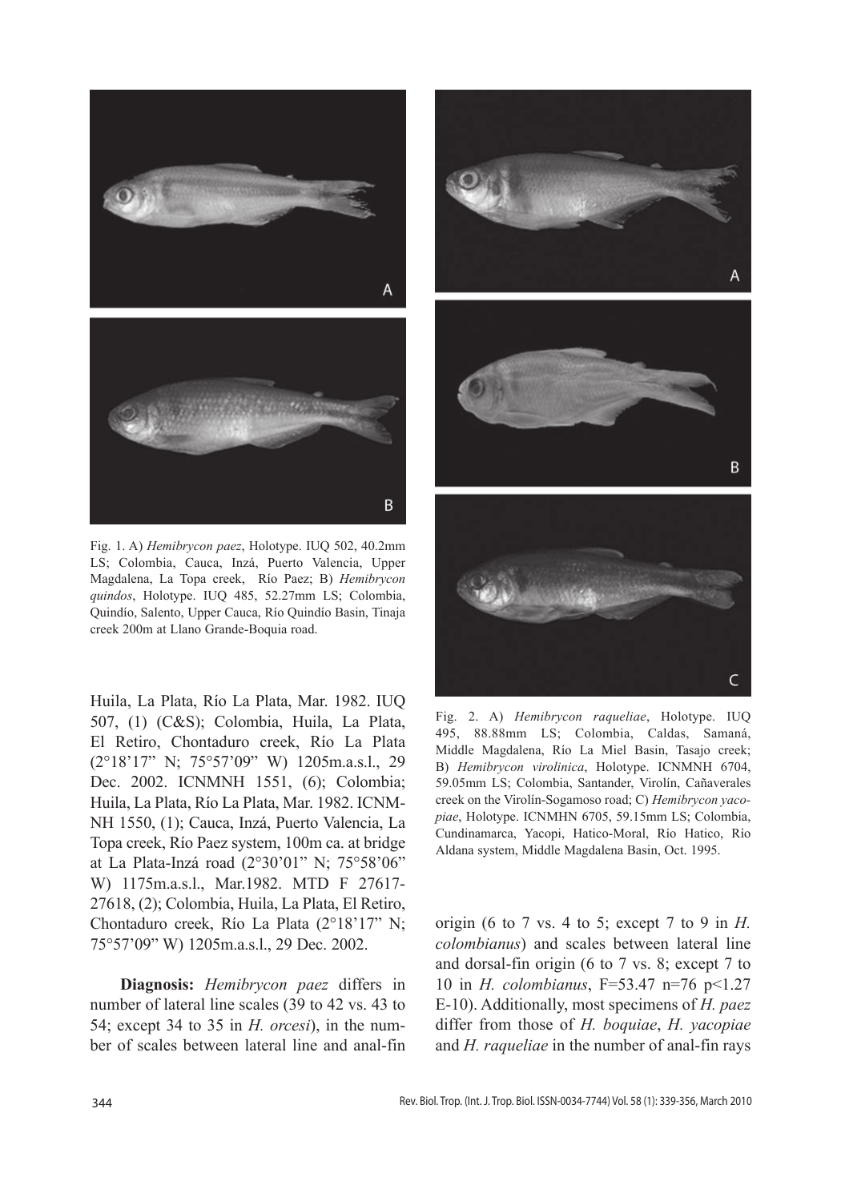Fig. 1. A) *Hemibrycon paez*, Holotype. IUQ 502, 40.2mm LS; Colombia, Cauca, Inzá, Puerto Valencia, Upper Magdalena, La Topa creek, Río Paez; B) *Hemibrycon quindos*, Holotype. IUQ 485, 52.27mm LS; Colombia, Quindío, Salento, Upper Cauca, Río Quindío Basin, Tinaja creek 200m at Llano Grande-Boquia road.

Fig. 2. A) *Hemibrycon raqueliae*, Holotype. IUQ 495, 88.88mm LS; Colombia, Caldas, Samaná, Middle Magdalena, Río La Miel Basin, Tasajo creek; B) *Hemibrycon virolinica*, Holotype. ICNMNH 6704, 59.05mm LS; Colombia, Santander, Virolín, Cañaverales creek on the Virolín-Sogamoso road; C) *Hemibrycon yacopiae*, Holotype. ICNMHN 6705, 59.15mm LS; Colombia, Cundinamarca, Yacopi, Hatico-Moral, Río Hatico, Río Aldana system, Middle Magdalena Basin, Oct. 1995.

Huila, La Plata, Río La Plata, Mar. 1982. IUQ 507, (1) (C&S); Colombia, Huila, La Plata, El Retiro, Chontaduro creek, Río La Plata (2°18'17" N; 75°57'09" W) 1205m.a.s.l., 29 Dec. 2002. ICNMNH 1551, (6); Colombia; Huila, La Plata, Río La Plata, Mar. 1982. ICNMNH 1550, (1); Cauca, Inzá, Puerto Valencia, La Topa creek, Río Paez system, 100m ca. at bridge at La Plata-Inzá road (2°30'01" N; 75°58'06" W) 1175m.a.s.l., Mar.1982. MTD F 27617-27618, (2); Colombia, Huila, La Plata, El Retiro, Chontaduro creek, Río La Plata (2°18'17" N; 75°57'09" W) 1205m.a.s.l., 29 Dec. 2002.

**Diagnosis:** *Hemibrycon paez* differs in number of lateral line scales (39 to 42 vs. 43 to 54; except 34 to 35 in *H. orcesi*), in the number of scales between lateral line and anal-fin origin (6 to 7 vs. 4 to 5; except 7 to 9 in *H. colombianus*) and scales between lateral line and dorsal-fin origin (6 to 7 vs. 8; except 7 to 10 in *H. colombianus*, $F=53.47$ $n=76$ $p<1.27$ E-10). Additionally, most specimens of *H. paez* differ from those of *H. boquiae*, *H. yacopiae* and *H. raqueliae* in the number of anal-fin rays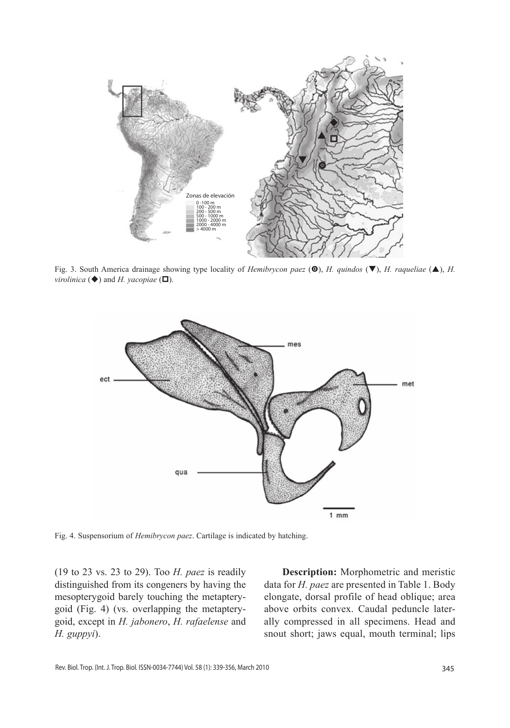Fig. 3. South America drainage showing type locality of *Hemibrycon paez* (⊙), *H. quindos* (▼), *H. raqueliae* (▲), *H. virolinica* (◆) and *H. yacopiae* (□).

Fig. 4. Suspensorium of *Hemibrycon paez*. Cartilage is indicated by hatching.

(19 to 23 vs. 23 to 29). Too *H. paez* is readily distinguished from its congeners by having the mesopterygoid barely touching the metapterygoid (Fig. 4) (vs. overlapping the metapterygoid, except in *H. jabonero*, *H. rafaelense* and *H. guppyi*).

**Description:** Morphometric and meristic data for *H. paez* are presented in Table 1. Body elongate, dorsal profile of head oblique; area above orbits convex. Caudal peduncle laterally compressed in all specimens. Head and snout short; jaws equal, mouth terminal; lips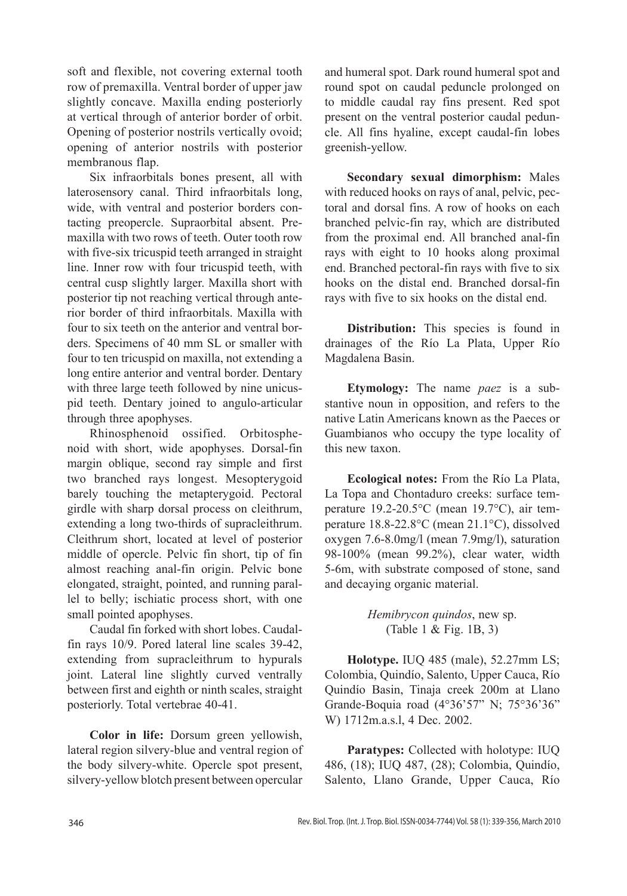soft and flexible, not covering external tooth row of premaxilla. Ventral border of upper jaw slightly concave. Maxilla ending posteriorly at vertical through of anterior border of orbit. Opening of posterior nostrils vertically ovoid; opening of anterior nostrils with posterior membranous flap.

Six infraorbitals bones present, all with laterosensory canal. Third infraorbitals long, wide, with ventral and posterior borders contacting preopercle. Supraorbital absent. Premaxilla with two rows of teeth. Outer tooth row with five-six tricuspid teeth arranged in straight line. Inner row with four tricuspid teeth, with central cusp slightly larger. Maxilla short with posterior tip not reaching vertical through anterior border of third infraorbitals. Maxilla with four to six teeth on the anterior and ventral borders. Specimens of 40 mm SL or smaller with four to ten tricuspid on maxilla, not extending a long entire anterior and ventral border. Dentary with three large teeth followed by nine unicuspid teeth. Dentary joined to angulo-articular through three apophyses.

Rhinosphenoid ossified. Orbitosphenoid with short, wide apophyses. Dorsal-fin margin oblique, second ray simple and first two branched rays longest. Mesopterygoid barely touching the metapterygoid. Pectoral girdle with sharp dorsal process on cleithrum, extending a long two-thirds of supracleithrum. Cleithrum short, located at level of posterior middle of opercle. Pelvic fin short, tip of fin almost reaching anal-fin origin. Pelvic bone elongated, straight, pointed, and running parallel to belly; ischiatic process short, with one small pointed apophyses.

Caudal fin forked with short lobes. Caudal-fin rays 10/9. Pored lateral line scales 39-42, extending from supracleithrum to hypurals joint. Lateral line slightly curved ventrally between first and eighth or ninth scales, straight posteriorly. Total vertebrae 40-41.

**Color in life:** Dorsum green yellowish, lateral region silvery-blue and ventral region of the body silvery-white. Opercle spot present, silvery-yellow blotch present between opercular and humeral spot. Dark round humeral spot and round spot on caudal peduncle prolonged on to middle caudal ray fins present. Red spot present on the ventral posterior caudal peduncle. All fins hyaline, except caudal-fin lobes greenish-yellow.

**Secondary sexual dimorphism:** Males with reduced hooks on rays of anal, pelvic, pectoral and dorsal fins. A row of hooks on each branched pelvic-fin ray, which are distributed from the proximal end. All branched anal-fin rays with eight to 10 hooks along proximal end. Branched pectoral-fin rays with five to six hooks on the distal end. Branched dorsal-fin rays with five to six hooks on the distal end.

**Distribution:** This species is found in drainages of the Río La Plata, Upper Río Magdalena Basin.

**Etymology:** The name *paez* is a substantive noun in opposition, and refers to the native Latin Americans known as the Paeces or Guambianos who occupy the type locality of this new taxon.

**Ecological notes:** From the Río La Plata, La Topa and Chontaduro creeks: surface temperature 19.2-20.5°C (mean 19.7°C), air temperature 18.8-22.8°C (mean 21.1°C), dissolved oxygen 7.6-8.0mg/l (mean 7.9mg/l), saturation 98-100% (mean 99.2%), clear water, width 5-6m, with substrate composed of stone, sand and decaying organic material.

*Hemibrycon quindos*, new sp.
(Table 1 & Fig. 1B, 3)

**Holotype.** IUQ 485 (male), 52.27mm LS; Colombia, Quindío, Salento, Upper Cauca, Río Quindío Basin, Tinaja creek 200m at Llano Grande-Boquia road (4°36'57" N; 75°36'36" W) 1712m.a.s.l, 4 Dec. 2002.

**Paratypes:** Collected with holotype: IUQ 486, (18); IUQ 487, (28); Colombia, Quindío, Salento, Llano Grande, Upper Cauca, Río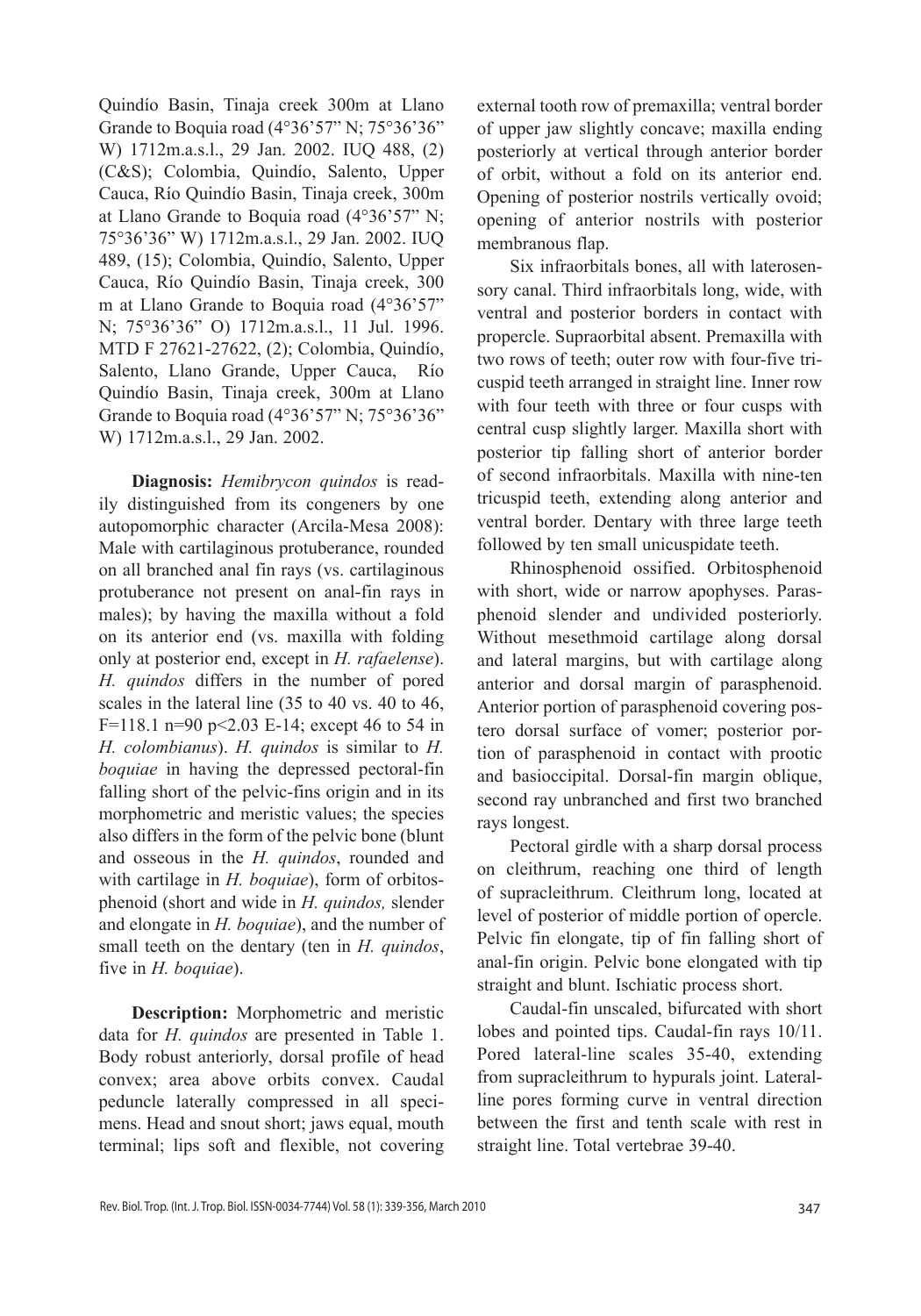Quindío Basin, Tinaja creek 300m at Llano Grande to Boquia road (4°36'57" N; 75°36'36" W) 1712m.a.s.l., 29 Jan. 2002. IUQ 488, (2) (C&S); Colombia, Quindío, Salento, Upper Cauca, Río Quindío Basin, Tinaja creek, 300m at Llano Grande to Boquia road (4°36'57" N; 75°36'36" W) 1712m.a.s.l., 29 Jan. 2002. IUQ 489, (15); Colombia, Quindío, Salento, Upper Cauca, Río Quindío Basin, Tinaja creek, 300 m at Llano Grande to Boquia road (4°36'57" N; 75°36'36" O) 1712m.a.s.l., 11 Jul. 1996. MTD F 27621-27622, (2); Colombia, Quindío, Salento, Llano Grande, Upper Cauca, Río Quindío Basin, Tinaja creek, 300m at Llano Grande to Boquia road (4°36'57" N; 75°36'36" W) 1712m.a.s.l., 29 Jan. 2002.

**Diagnosis:** *Hemibrycon quindos* is readily distinguished from its congeners by one autopomorphic character (Arcila-Mesa 2008): Male with cartilaginous protuberance, rounded on all branched anal fin rays (vs. cartilaginous protuberance not present on anal-fin rays in males); by having the maxilla without a fold on its anterior end (vs. maxilla with folding only at posterior end, except in *H. rafaelense*). *H. quindos* differs in the number of pored scales in the lateral line (35 to 40 vs. 40 to 46, F=118.1 n=90 p<2.03 E-14; except 46 to 54 in *H. colombianus*). *H. quindos* is similar to *H. boquiae* in having the depressed pectoral-fin falling short of the pelvic-fins origin and in its morphometric and meristic values; the species also differs in the form of the pelvic bone (blunt and osseous in the *H. quindos*, rounded and with cartilage in *H. boquiae*), form of orbitosphenoid (short and wide in *H. quindos,* slender and elongate in *H. boquiae*), and the number of small teeth on the dentary (ten in *H. quindos*, five in *H. boquiae*).

**Description:** Morphometric and meristic data for *H. quindos* are presented in Table 1. Body robust anteriorly, dorsal profile of head convex; area above orbits convex. Caudal peduncle laterally compressed in all specimens. Head and snout short; jaws equal, mouth terminal; lips soft and flexible, not covering external tooth row of premaxilla; ventral border of upper jaw slightly concave; maxilla ending posteriorly at vertical through anterior border of orbit, without a fold on its anterior end. Opening of posterior nostrils vertically ovoid; opening of anterior nostrils with posterior membranous flap.

Six infraorbitals bones, all with laterosensory canal. Third infraorbitals long, wide, with ventral and posterior borders in contact with propercle. Supraorbital absent. Premaxilla with two rows of teeth; outer row with four-five tricuspid teeth arranged in straight line. Inner row with four teeth with three or four cusps with central cusp slightly larger. Maxilla short with posterior tip falling short of anterior border of second infraorbitals. Maxilla with nine-ten tricuspid teeth, extending along anterior and ventral border. Dentary with three large teeth followed by ten small unicuspidate teeth.

Rhinosphenoid ossified. Orbitosphenoid with short, wide or narrow apophyses. Parasphenoid slender and undivided posteriorly. Without mesethmoid cartilage along dorsal and lateral margins, but with cartilage along anterior and dorsal margin of parasphenoid. Anterior portion of parasphenoid covering postero dorsal surface of vomer; posterior portion of parasphenoid in contact with prootic and basioccipital. Dorsal-fin margin oblique, second ray unbranched and first two branched rays longest.

Pectoral girdle with a sharp dorsal process on cleithrum, reaching one third of length of supracleithrum. Cleithrum long, located at level of posterior of middle portion of opercle. Pelvic fin elongate, tip of fin falling short of anal-fin origin. Pelvic bone elongated with tip straight and blunt. Ischiatic process short.

Caudal-fin unscaled, bifurcated with short lobes and pointed tips. Caudal-fin rays 10/11. Pored lateral-line scales 35-40, extending from supracleithrum to hypurals joint. Lateral-line pores forming curve in ventral direction between the first and tenth scale with rest in straight line. Total vertebrae 39-40.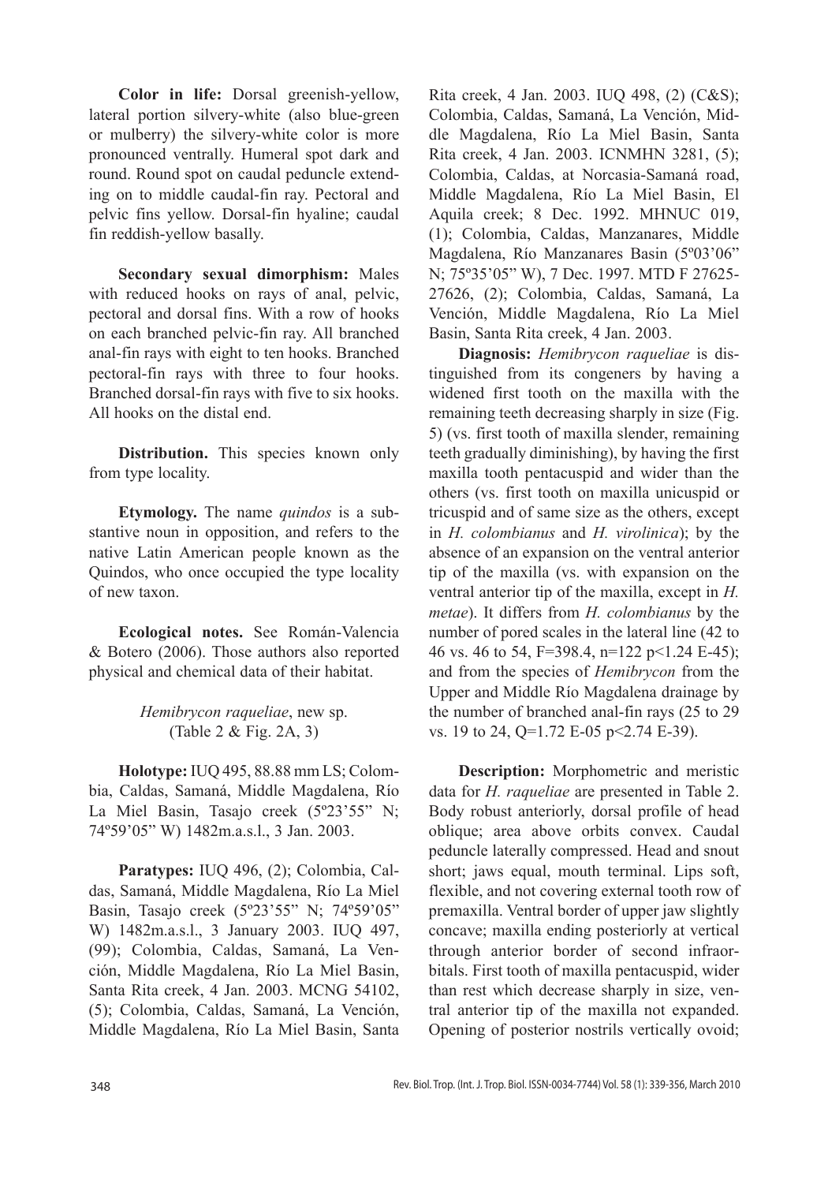**Color in life:** Dorsal greenish-yellow, lateral portion silvery-white (also blue-green or mulberry) the silvery-white color is more pronounced ventrally. Humeral spot dark and round. Round spot on caudal peduncle extending on to middle caudal-fin ray. Pectoral and pelvic fins yellow. Dorsal-fin hyaline; caudal fin reddish-yellow basally.

**Secondary sexual dimorphism:** Males with reduced hooks on rays of anal, pelvic, pectoral and dorsal fins. With a row of hooks on each branched pelvic-fin ray. All branched anal-fin rays with eight to ten hooks. Branched pectoral-fin rays with three to four hooks. Branched dorsal-fin rays with five to six hooks. All hooks on the distal end.

**Distribution.** This species known only from type locality.

**Etymology.** The name *quindos* is a substantive noun in opposition, and refers to the native Latin American people known as the Quindos, who once occupied the type locality of new taxon.

**Ecological notes.** See Román-Valencia & Botero (2006). Those authors also reported physical and chemical data of their habitat.

### *Hemibrycon raqueliae*, new sp. (Table 2 & Fig. 2A, 3)

**Holotype:** IUQ 495, 88.88 mm LS; Colombia, Caldas, Samaná, Middle Magdalena, Río La Miel Basin, Tasajo creek (5º23'55" N; 74º59'05" W) 1482m.a.s.l., 3 Jan. 2003.

**Paratypes:** IUQ 496, (2); Colombia, Caldas, Samaná, Middle Magdalena, Río La Miel Basin, Tasajo creek (5º23'55" N; 74º59'05" W) 1482m.a.s.l., 3 January 2003. IUQ 497, (99); Colombia, Caldas, Samaná, La Vención, Middle Magdalena, Río La Miel Basin, Santa Rita creek, 4 Jan. 2003. MCNG 54102, (5); Colombia, Caldas, Samaná, La Vención, Middle Magdalena, Río La Miel Basin, Santa Rita creek, 4 Jan. 2003. IUQ 498, (2) (C&S); Colombia, Caldas, Samaná, La Vención, Middle Magdalena, Río La Miel Basin, Santa Rita creek, 4 Jan. 2003. ICNMHN 3281, (5); Colombia, Caldas, at Norcasia-Samaná road, Middle Magdalena, Río La Miel Basin, El Aquila creek; 8 Dec. 1992. MHNUC 019, (1); Colombia, Caldas, Manzanares, Middle Magdalena, Río Manzanares Basin (5º03'06" N; 75º35'05" W), 7 Dec. 1997. MTD F 27625-27626, (2); Colombia, Caldas, Samaná, La Vención, Middle Magdalena, Río La Miel Basin, Santa Rita creek, 4 Jan. 2003.

**Diagnosis:** *Hemibrycon raqueliae* is distinguished from its congeners by having a widened first tooth on the maxilla with the remaining teeth decreasing sharply in size (Fig. 5) (vs. first tooth of maxilla slender, remaining teeth gradually diminishing), by having the first maxilla tooth pentacuspid and wider than the others (vs. first tooth on maxilla unicuspid or tricuspid and of same size as the others, except in *H. colombianus* and *H. virolinica*); by the absence of an expansion on the ventral anterior tip of the maxilla (vs. with expansion on the ventral anterior tip of the maxilla, except in *H. metae*). It differs from *H. colombianus* by the number of pored scales in the lateral line (42 to 46 vs. 46 to 54, F=398.4, n=122 p<1.24 E-45); and from the species of *Hemibrycon* from the Upper and Middle Río Magdalena drainage by the number of branched anal-fin rays (25 to 29 vs. 19 to 24, Q=1.72 E-05 p<2.74 E-39).

**Description:** Morphometric and meristic data for *H. raqueliae* are presented in Table 2. Body robust anteriorly, dorsal profile of head oblique; area above orbits convex. Caudal peduncle laterally compressed. Head and snout short; jaws equal, mouth terminal. Lips soft, flexible, and not covering external tooth row of premaxilla. Ventral border of upper jaw slightly concave; maxilla ending posteriorly at vertical through anterior border of second infraorbitals. First tooth of maxilla pentacuspid, wider than rest which decrease sharply in size, ventral anterior tip of the maxilla not expanded. Opening of posterior nostrils vertically ovoid;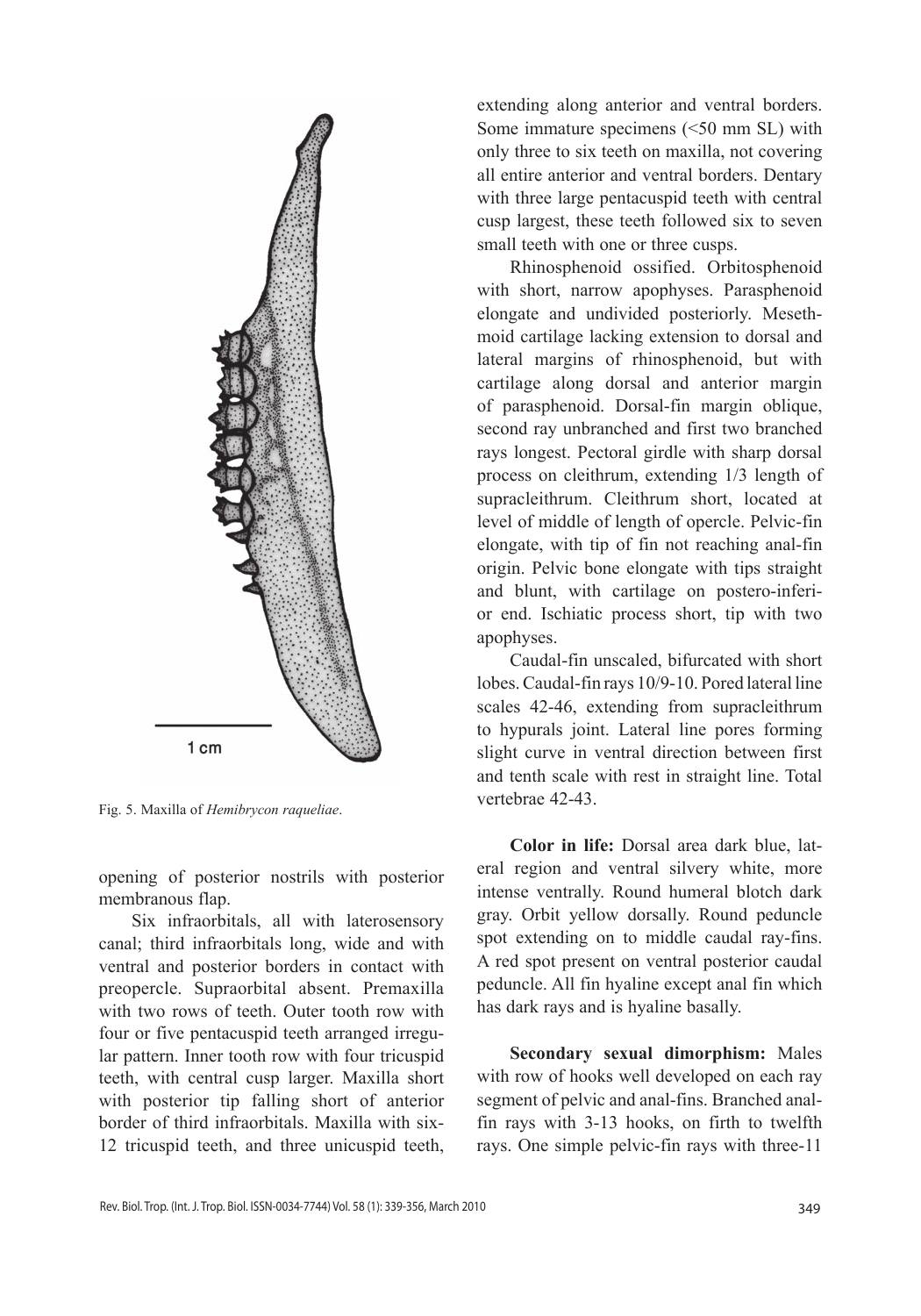Fig. 5. Maxilla of *Hemibrycon raqueliae*.

opening of posterior nostrils with posterior membranous flap.

Six infraorbitals, all with laterosensory canal; third infraorbitals long, wide and with ventral and posterior borders in contact with preopercle. Supraorbital absent. Premaxilla with two rows of teeth. Outer tooth row with four or five pentacuspid teeth arranged irregular pattern. Inner tooth row with four tricuspid teeth, with central cusp larger. Maxilla short with posterior tip falling short of anterior border of third infraorbitals. Maxilla with six-12 tricuspid teeth, and three unicuspid teeth, extending along anterior and ventral borders. Some immature specimens (<50 mm SL) with only three to six teeth on maxilla, not covering all entire anterior and ventral borders. Dentary with three large pentacuspid teeth with central cusp largest, these teeth followed six to seven small teeth with one or three cusps.

Rhinosphenoid ossified. Orbitosphenoid with short, narrow apophyses. Parasphenoid elongate and undivided posteriorly. Mesethmoid cartilage lacking extension to dorsal and lateral margins of rhinosphenoid, but with cartilage along dorsal and anterior margin of parasphenoid. Dorsal-fin margin oblique, second ray unbranched and first two branched rays longest. Pectoral girdle with sharp dorsal process on cleithrum, extending 1/3 length of supracleithrum. Cleithrum short, located at level of middle of length of opercle. Pelvic-fin elongate, with tip of fin not reaching anal-fin origin. Pelvic bone elongate with tips straight and blunt, with cartilage on postero-inferior end. Ischiatic process short, tip with two apophyses.

Caudal-fin unscaled, bifurcated with short lobes. Caudal-fin rays 10/9-10. Pored lateral line scales 42-46, extending from supracleithrum to hypurals joint. Lateral line pores forming slight curve in ventral direction between first and tenth scale with rest in straight line. Total vertebrae 42-43.

**Color in life:** Dorsal area dark blue, lateral region and ventral silvery white, more intense ventrally. Round humeral blotch dark gray. Orbit yellow dorsally. Round peduncle spot extending on to middle caudal ray-fins. A red spot present on ventral posterior caudal peduncle. All fin hyaline except anal fin which has dark rays and is hyaline basally.

**Secondary sexual dimorphism:** Males with row of hooks well developed on each ray segment of pelvic and anal-fins. Branched anal-fin rays with 3-13 hooks, on firth to twelfth rays. One simple pelvic-fin rays with three-11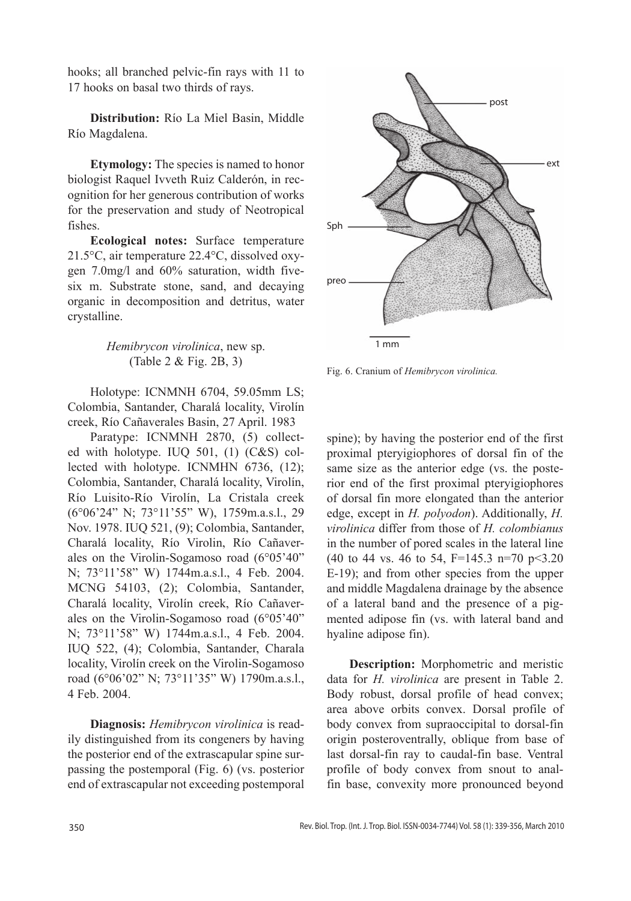hooks; all branched pelvic-fin rays with 11 to 17 hooks on basal two thirds of rays.

**Distribution:** Río La Miel Basin, Middle Río Magdalena.

**Etymology:** The species is named to honor biologist Raquel Ivveth Ruiz Calderón, in recognition for her generous contribution of works for the preservation and study of Neotropical fishes.

**Ecological notes:** Surface temperature 21.5°C, air temperature 22.4°C, dissolved oxygen 7.0mg/l and 60% saturation, width five-six m. Substrate stone, sand, and decaying organic in decomposition and detritus, water crystalline.

*Hemibrycon virolinica*, new sp.
(Table 2 & Fig. 2B, 3)

Holotype: ICNMNH 6704, 59.05mm LS; Colombia, Santander, Charalá locality, Virolín creek, Río Cañaverales Basin, 27 April. 1983

Paratype: ICNMNH 2870, (5) collected with holotype. IUQ 501, (1) (C&S) collected with holotype. ICNMHN 6736, (12); Colombia, Santander, Charalá locality, Virolín, Río Luisito-Río Virolín, La Cristala creek (6°06'24" N; 73°11'55" W), 1759m.a.s.l., 29 Nov. 1978. IUQ 521, (9); Colombia, Santander, Charalá locality, Río Virolin, Río Cañaverales on the Virolin-Sogamoso road (6°05'40" N; 73°11'58" W) 1744m.a.s.l., 4 Feb. 2004. MCNG 54103, (2); Colombia, Santander, Charalá locality, Virolín creek, Río Cañaverales on the Virolin-Sogamoso road (6°05'40" N; 73°11'58" W) 1744m.a.s.l., 4 Feb. 2004. IUQ 522, (4); Colombia, Santander, Charala locality, Virolín creek on the Virolin-Sogamoso road (6°06'02" N; 73°11'35" W) 1790m.a.s.l., 4 Feb. 2004.

**Diagnosis:** *Hemibrycon virolinica* is readily distinguished from its congeners by having the posterior end of the extrascapular spine surpassing the postemporal (Fig. 6) (vs. posterior end of extrascapular not exceeding postemporal spine); by having the posterior end of the first proximal pteryigiophores of dorsal fin of the same size as the anterior edge (vs. the posterior end of the first proximal pteryigiophores of dorsal fin more elongated than the anterior edge, except in *H. polyodon*). Additionally, *H. virolinica* differ from those of *H. colombianus* in the number of pored scales in the lateral line (40 to 44 vs. 46 to 54, F=145.3 n=70 p<3.20 E-19); and from other species from the upper and middle Magdalena drainage by the absence of a lateral band and the presence of a pigmented adipose fin (vs. with lateral band and hyaline adipose fin).

Fig. 6. Cranium of *Hemibrycon virolinica.*

**Description:** Morphometric and meristic data for *H. virolinica* are present in Table 2. Body robust, dorsal profile of head convex; area above orbits convex. Dorsal profile of body convex from supraoccipital to dorsal-fin origin posteroventrally, oblique from base of last dorsal-fin ray to caudal-fin base. Ventral profile of body convex from snout to anal-fin base, convexity more pronounced beyond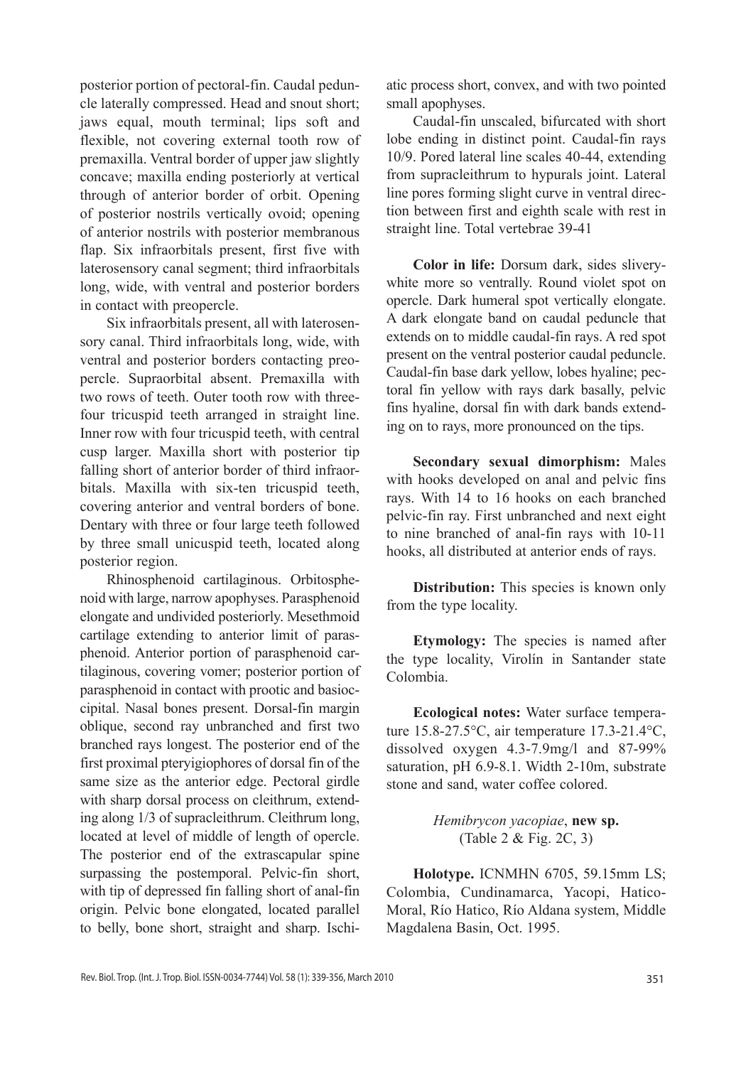posterior portion of pectoral-fin. Caudal peduncle laterally compressed. Head and snout short; jaws equal, mouth terminal; lips soft and flexible, not covering external tooth row of premaxilla. Ventral border of upper jaw slightly concave; maxilla ending posteriorly at vertical through of anterior border of orbit. Opening of posterior nostrils vertically ovoid; opening of anterior nostrils with posterior membranous flap. Six infraorbitals present, first five with laterosensory canal segment; third infraorbitals long, wide, with ventral and posterior borders in contact with preopercle.

Six infraorbitals present, all with laterosensory canal. Third infraorbitals long, wide, with ventral and posterior borders contacting preopercle. Supraorbital absent. Premaxilla with two rows of teeth. Outer tooth row with three-four tricuspid teeth arranged in straight line. Inner row with four tricuspid teeth, with central cusp larger. Maxilla short with posterior tip falling short of anterior border of third infraorbitals. Maxilla with six-ten tricuspid teeth, covering anterior and ventral borders of bone. Dentary with three or four large teeth followed by three small unicuspid teeth, located along posterior region.

Rhinosphenoid cartilaginous. Orbitosphenoid with large, narrow apophyses. Parasphenoid elongate and undivided posteriorly. Mesethmoid cartilage extending to anterior limit of parasphenoid. Anterior portion of parasphenoid cartilaginous, covering vomer; posterior portion of parasphenoid in contact with prootic and basioccipital. Nasal bones present. Dorsal-fin margin oblique, second ray unbranched and first two branched rays longest. The posterior end of the first proximal pterygiophores of dorsal fin of the same size as the anterior edge. Pectoral girdle with sharp dorsal process on cleithrum, extending along 1/3 of supracleithrum. Cleithrum long, located at level of middle of length of opercle. The posterior end of the extrascapular spine surpassing the postemporal. Pelvic-fin short, with tip of depressed fin falling short of anal-fin origin. Pelvic bone elongated, located parallel to belly, bone short, straight and sharp. Ischiatic process short, convex, and with two pointed small apophyses.

Caudal-fin unscaled, bifurcated with short lobe ending in distinct point. Caudal-fin rays 10/9. Pored lateral line scales 40-44, extending from supracleithrum to hypurals joint. Lateral line pores forming slight curve in ventral direction between first and eighth scale with rest in straight line. Total vertebrae 39-41

**Color in life:** Dorsum dark, sides slivery-white more so ventrally. Round violet spot on opercle. Dark humeral spot vertically elongate. A dark elongate band on caudal peduncle that extends on to middle caudal-fin rays. A red spot present on the ventral posterior caudal peduncle. Caudal-fin base dark yellow, lobes hyaline; pectoral fin yellow with rays dark basally, pelvic fins hyaline, dorsal fin with dark bands extending on to rays, more pronounced on the tips.

**Secondary sexual dimorphism:** Males with hooks developed on anal and pelvic fins rays. With 14 to 16 hooks on each branched pelvic-fin ray. First unbranched and next eight to nine branched of anal-fin rays with 10-11 hooks, all distributed at anterior ends of rays.

**Distribution:** This species is known only from the type locality.

**Etymology:** The species is named after the type locality, Virolín in Santander state Colombia.

**Ecological notes:** Water surface temperature 15.8-27.5°C, air temperature 17.3-21.4°C, dissolved oxygen 4.3-7.9mg/l and 87-99% saturation, pH 6.9-8.1. Width 2-10m, substrate stone and sand, water coffee colored.

*Hemibrycon yacopiae*, **new sp.**
(Table 2 & Fig. 2C, 3)

**Holotype.** ICNMHN 6705, 59.15mm LS; Colombia, Cundinamarca, Yacopi, Hatico-Moral, Río Hatico, Río Aldana system, Middle Magdalena Basin, Oct. 1995.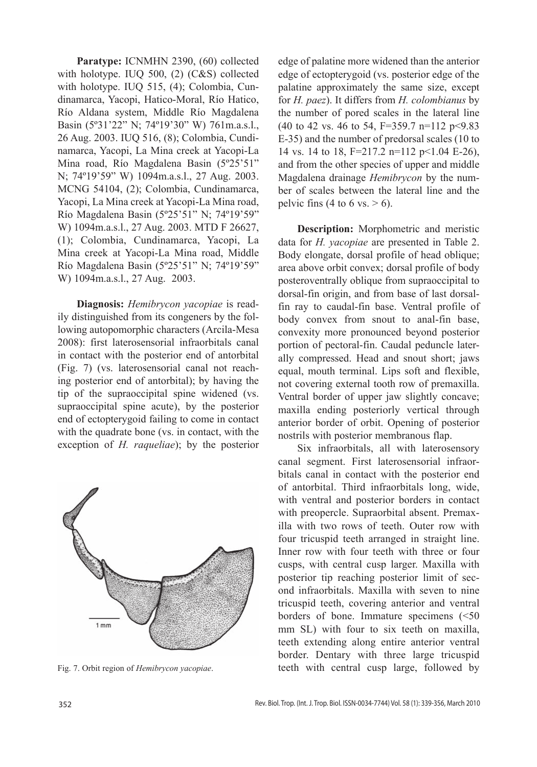**Paratype:** ICNMHN 2390, (60) collected with holotype. IUQ 500, (2) (C&S) collected with holotype. IUQ 515, (4); Colombia, Cundinamarca, Yacopi, Hatico-Moral, Río Hatico, Río Aldana system, Middle Río Magdalena Basin (5º31'22" N; 74º19'30" W) 761m.a.s.l., 26 Aug. 2003. IUQ 516, (8); Colombia, Cundinamarca, Yacopi, La Mina creek at Yacopi-La Mina road, Río Magdalena Basin (5º25'51" N; 74º19'59" W) 1094m.a.s.l., 27 Aug. 2003. MCNG 54104, (2); Colombia, Cundinamarca, Yacopi, La Mina creek at Yacopi-La Mina road, Río Magdalena Basin (5º25'51" N; 74º19'59" W) 1094m.a.s.l., 27 Aug. 2003. MTD F 26627, (1); Colombia, Cundinamarca, Yacopi, La Mina creek at Yacopi-La Mina road, Middle Río Magdalena Basin (5º25'51" N; 74º19'59" W) 1094m.a.s.l., 27 Aug. 2003.

**Diagnosis:** *Hemibrycon yacopiae* is readily distinguished from its congeners by the following autopomorphic characters (Arcila-Mesa 2008): first laterosensorial infraorbitals canal in contact with the posterior end of antorbital (Fig. 7) (vs. laterosensorial canal not reaching posterior end of antorbital); by having the tip of the supraoccipital spine widened (vs. supraoccipital spine acute), by the posterior end of ectopterygoid failing to come in contact with the quadrate bone (vs. in contact, with the exception of *H. raqueliae*); by the posterior edge of palatine more widened than the anterior edge of ectopterygoid (vs. posterior edge of the palatine approximately the same size, except for *H. paez*). It differs from *H. colombianus* by the number of pored scales in the lateral line (40 to 42 vs. 46 to 54, $F=359.7$ $n=112$ $p<9.83$ E-35) and the number of predorsal scales (10 to 14 vs. 14 to 18, $F=217.2$ $n=112$ $p<1.04$ E-26), and from the other species of upper and middle Magdalena drainage *Hemibrycon* by the number of scales between the lateral line and the pelvic fins (4 to 6 vs. > 6).

Fig. 7. Orbit region of *Hemibrycon yacopiae*.

**Description:** Morphometric and meristic data for *H. yacopiae* are presented in Table 2. Body elongate, dorsal profile of head oblique; area above orbit convex; dorsal profile of body posteroventrally oblique from supraoccipital to dorsal-fin origin, and from base of last dorsal-fin ray to caudal-fin base. Ventral profile of body convex from snout to anal-fin base, convexity more pronounced beyond posterior portion of pectoral-fin. Caudal peduncle laterally compressed. Head and snout short; jaws equal, mouth terminal. Lips soft and flexible, not covering external tooth row of premaxilla. Ventral border of upper jaw slightly concave; maxilla ending posteriorly vertical through anterior border of orbit. Opening of posterior nostrils with posterior membranous flap.

Six infraorbitals, all with laterosensory canal segment. First laterosensorial infraorbitals canal in contact with the posterior end of antorbital. Third infraorbitals long, wide, with ventral and posterior borders in contact with preopercle. Supraorbital absent. Premaxilla with two rows of teeth. Outer row with four tricuspid teeth arranged in straight line. Inner row with four teeth with three or four cusps, with central cusp larger. Maxilla with posterior tip reaching posterior limit of second infraorbitals. Maxilla with seven to nine tricuspid teeth, covering anterior and ventral borders of bone. Immature specimens (<50 mm SL) with four to six teeth on maxilla, teeth extending along entire anterior ventral border. Dentary with three large tricuspid teeth with central cusp large, followed by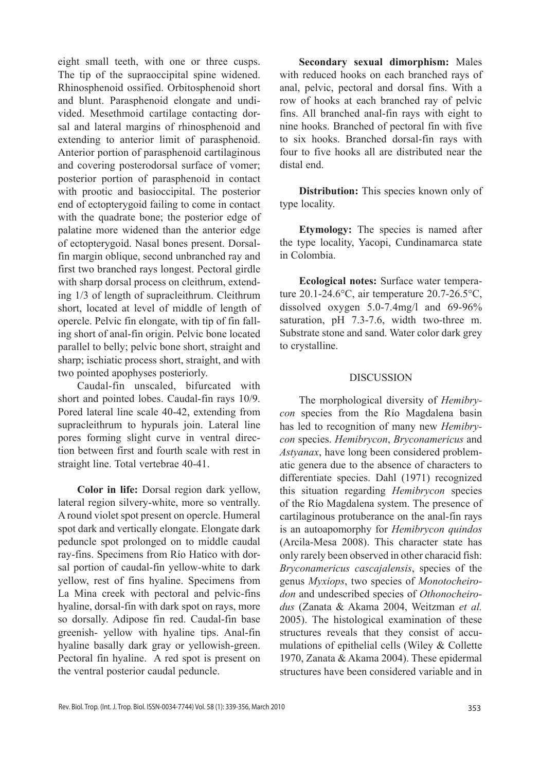eight small teeth, with one or three cusps. The tip of the supraoccipital spine widened. Rhinosphenoid ossified. Orbitosphenoid short and blunt. Parasphenoid elongate and undivided. Mesethmoid cartilage contacting dorsal and lateral margins of rhinosphenoid and extending to anterior limit of parasphenoid. Anterior portion of parasphenoid cartilaginous and covering posterodorsal surface of vomer; posterior portion of parasphenoid in contact with prootic and basioccipital. The posterior end of ectopterygoid failing to come in contact with the quadrate bone; the posterior edge of palatine more widened than the anterior edge of ectopterygoid. Nasal bones present. Dorsal-fin margin oblique, second unbranched ray and first two branched rays longest. Pectoral girdle with sharp dorsal process on cleithrum, extending 1/3 of length of supracleithrum. Cleithrum short, located at level of middle of length of opercle. Pelvic fin elongate, with tip of fin falling short of anal-fin origin. Pelvic bone located parallel to belly; pelvic bone short, straight and sharp; ischiatic process short, straight, and with two pointed apophyses posteriorly.

Caudal-fin unscaled, bifurcated with short and pointed lobes. Caudal-fin rays 10/9. Pored lateral line scale 40-42, extending from supracleithrum to hypurals join. Lateral line pores forming slight curve in ventral direction between first and fourth scale with rest in straight line. Total vertebrae 40-41.

**Color in life:** Dorsal region dark yellow, lateral region silvery-white, more so ventrally. A round violet spot present on opercle. Humeral spot dark and vertically elongate. Elongate dark peduncle spot prolonged on to middle caudal ray-fins. Specimens from Río Hatico with dorsal portion of caudal-fin yellow-white to dark yellow, rest of fins hyaline. Specimens from La Mina creek with pectoral and pelvic-fins hyaline, dorsal-fin with dark spot on rays, more so dorsally. Adipose fin red. Caudal-fin base greenish- yellow with hyaline tips. Anal-fin hyaline basally dark gray or yellowish-green. Pectoral fin hyaline. A red spot is present on the ventral posterior caudal peduncle.

**Secondary sexual dimorphism:** Males with reduced hooks on each branched rays of anal, pelvic, pectoral and dorsal fins. With a row of hooks at each branched ray of pelvic fins. All branched anal-fin rays with eight to nine hooks. Branched of pectoral fin with five to six hooks. Branched dorsal-fin rays with four to five hooks all are distributed near the distal end.

**Distribution:** This species known only of type locality.

**Etymology:** The species is named after the type locality, Yacopi, Cundinamarca state in Colombia.

**Ecological notes:** Surface water temperature 20.1-24.6°C, air temperature 20.7-26.5°C, dissolved oxygen 5.0-7.4mg/l and 69-96% saturation, pH 7.3-7.6, width two-three m. Substrate stone and sand. Water color dark grey to crystalline.

## DISCUSSION

The morphological diversity of *Hemibrycon* species from the Río Magdalena basin has led to recognition of many new *Hemibrycon* species. *Hemibrycon*, *Bryconamericus* and *Astyanax*, have long been considered problematic genera due to the absence of characters to differentiate species. Dahl (1971) recognized this situation regarding *Hemibrycon* species of the Río Magdalena system. The presence of cartilaginous protuberance on the anal-fin rays is an autoapomorphy for *Hemibrycon quindos* (Arcila-Mesa 2008). This character state has only rarely been observed in other characid fish: *Bryconamericus cascajalensis*, species of the genus *Myxiops*, two species of *Monotocheirodon* and undescribed species of *Othonocheirodus* (Zanata & Akama 2004, Weitzman *et al.* 2005). The histological examination of these structures reveals that they consist of accumulations of epithelial cells (Wiley & Collette 1970, Zanata & Akama 2004). These epidermal structures have been considered variable and in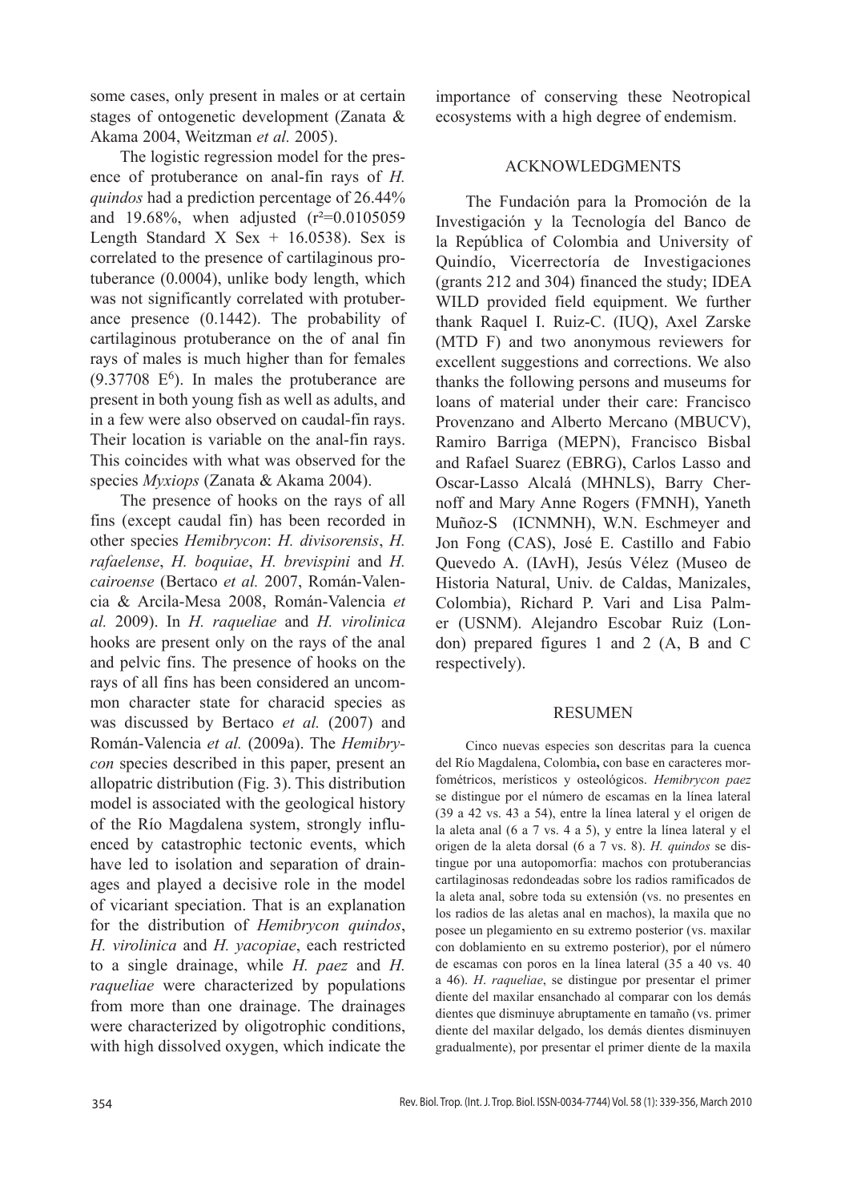some cases, only present in males or at certain stages of ontogenetic development (Zanata & Akama 2004, Weitzman *et al.* 2005).

The logistic regression model for the presence of protuberance on anal-fin rays of *H. quindos* had a prediction percentage of 26.44% and 19.68%, when adjusted ($r^2$=0.0105059 Length Standard X Sex + 16.0538). Sex is correlated to the presence of cartilaginous protuberance (0.0004), unlike body length, which was not significantly correlated with protuberance presence (0.1442). The probability of cartilaginous protuberance on the of anal fin rays of males is much higher than for females (9.37708 $E^6$). In males the protuberance are present in both young fish as well as adults, and in a few were also observed on caudal-fin rays. Their location is variable on the anal-fin rays. This coincides with what was observed for the species *Myxiops* (Zanata & Akama 2004).

The presence of hooks on the rays of all fins (except caudal fin) has been recorded in other species *Hemibrycon*: *H. divisorensis*, *H. rafaelense*, *H. boquiae*, *H. brevispini* and *H. cairoense* (Bertaco *et al.* 2007, Román-Valencia & Arcila-Mesa 2008, Román-Valencia *et al.* 2009). In *H. raqueliae* and *H. virolinica* hooks are present only on the rays of the anal and pelvic fins. The presence of hooks on the rays of all fins has been considered an uncommon character state for characid species as was discussed by Bertaco *et al.* (2007) and Román-Valencia *et al.* (2009a). The *Hemibrycon* species described in this paper, present an allopatric distribution (Fig. 3). This distribution model is associated with the geological history of the Río Magdalena system, strongly influenced by catastrophic tectonic events, which have led to isolation and separation of drainages and played a decisive role in the model of vicariant speciation. That is an explanation for the distribution of *Hemibrycon quindos*, *H. virolinica* and *H. yacopiae*, each restricted to a single drainage, while *H. paez* and *H. raqueliae* were characterized by populations from more than one drainage. The drainages were characterized by oligotrophic conditions, with high dissolved oxygen, which indicate the importance of conserving these Neotropical ecosystems with a high degree of endemism.

## ACKNOWLEDGMENTS

The Fundación para la Promoción de la Investigación y la Tecnología del Banco de la República of Colombia and University of Quindío, Vicerrectoría de Investigaciones (grants 212 and 304) financed the study; IDEA WILD provided field equipment. We further thank Raquel I. Ruiz-C. (IUQ), Axel Zarske (MTD F) and two anonymous reviewers for excellent suggestions and corrections. We also thanks the following persons and museums for loans of material under their care: Francisco Provenzano and Alberto Mercano (MBUCV), Ramiro Barriga (MEPN), Francisco Bisbal and Rafael Suarez (EBRG), Carlos Lasso and Oscar-Lasso Alcalá (MHNLS), Barry Chernoff and Mary Anne Rogers (FMNH), Yaneth Muñoz-S (ICNMNH), W.N. Eschmeyer and Jon Fong (CAS), José E. Castillo and Fabio Quevedo A. (IAvH), Jesús Vélez (Museo de Historia Natural, Univ. de Caldas, Manizales, Colombia), Richard P. Vari and Lisa Palmer (USNM). Alejandro Escobar Ruiz (London) prepared figures 1 and 2 (A, B and C respectively).

## RESUMEN

Cinco nuevas especies son descritas para la cuenca del Río Magdalena, Colombia**,** con base en caracteres morfométricos, merísticos y osteológicos. *Hemibrycon paez* se distingue por el número de escamas en la línea lateral (39 a 42 vs. 43 a 54), entre la línea lateral y el origen de la aleta anal (6 a 7 vs. 4 a 5), y entre la línea lateral y el origen de la aleta dorsal (6 a 7 vs. 8). *H. quindos* se distingue por una autopomorfía: machos con protuberancias cartilaginosas redondeadas sobre los radios ramificados de la aleta anal, sobre toda su extensión (vs. no presentes en los radios de las aletas anal en machos), la maxila que no posee un plegamiento en su extremo posterior (vs. maxilar con doblamiento en su extremo posterior), por el número de escamas con poros en la línea lateral (35 a 40 vs. 40 a 46). *H. raqueliae*, se distingue por presentar el primer diente del maxilar ensanchado al comparar con los demás dientes que disminuye abruptamente en tamaño (vs. primer diente del maxilar delgado, los demás dientes disminuyen gradualmente), por presentar el primer diente de la maxila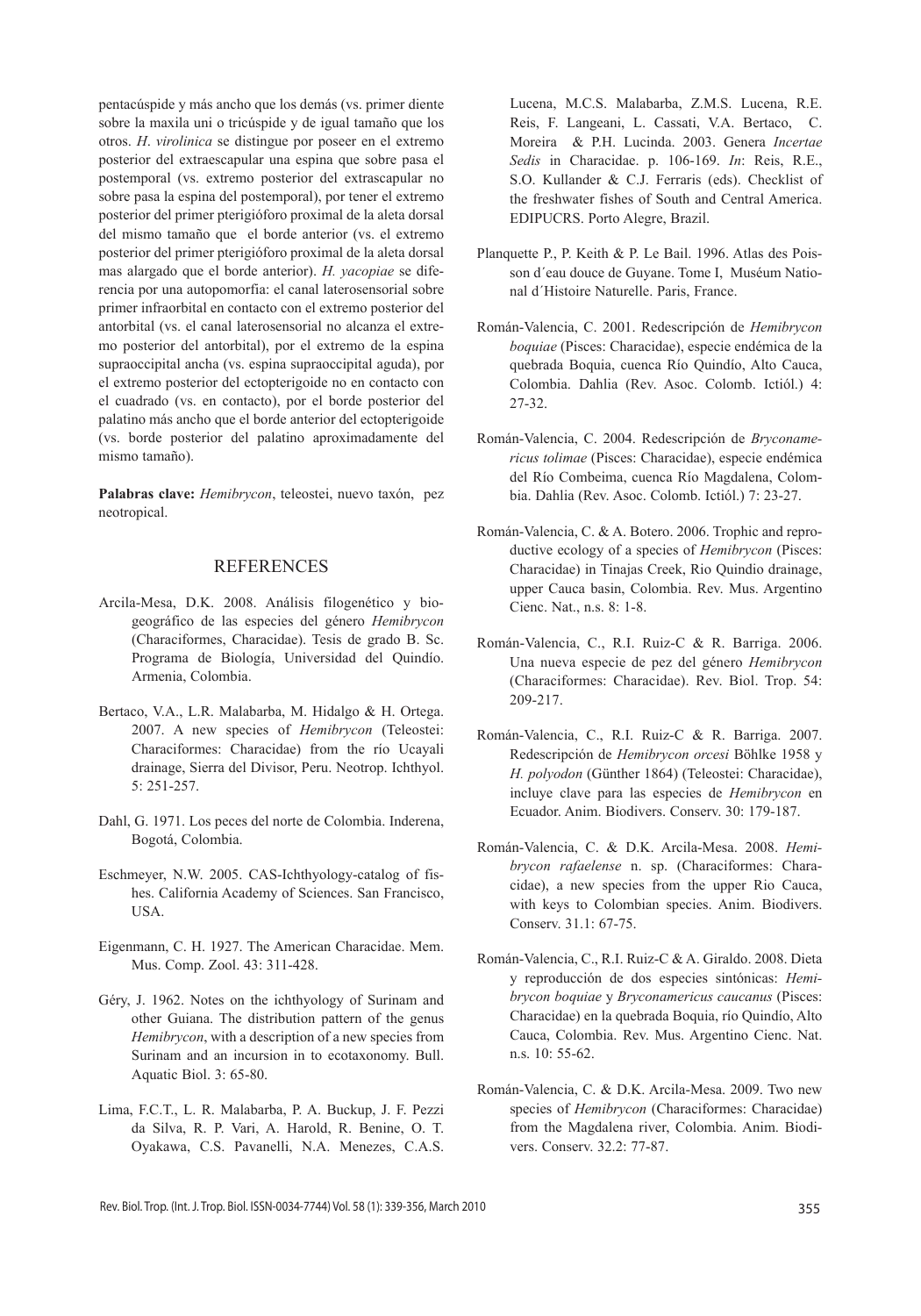pentacúspide y más ancho que los demás (vs. primer diente sobre la maxila uni o tricúspide y de igual tamaño que los otros. *H*. *virolinica* se distingue por poseer en el extremo posterior del extraescapular una espina que sobre pasa el postemporal (vs. extremo posterior del extrascapular no sobre pasa la espina del postemporal), por tener el extremo posterior del primer pterigióforo proximal de la aleta dorsal del mismo tamaño que el borde anterior (vs. el extremo posterior del primer pterigióforo proximal de la aleta dorsal mas alargado que el borde anterior). *H. yacopiae* se diferencia por una autopomorfia: el canal laterosensorial sobre primer infraorbital en contacto con el extremo posterior del antorbital (vs. el canal laterosensorial no alcanza el extremo posterior del antorbital), por el extremo de la espina supraoccipital ancha (vs. espina supraoccipital aguda), por el extremo posterior del ectopterigoide no en contacto con el cuadrado (vs. en contacto), por el borde posterior del palatino más ancho que el borde anterior del ectopterigoide (vs. borde posterior del palatino aproximadamente del mismo tamaño).

**Palabras clave:** *Hemibrycon*, teleostei, nuevo taxón, pez neotropical.

## REFERENCES

Arcila-Mesa, D.K. 2008. Análisis filogenético y biogeográfico de las especies del género *Hemibrycon* (Characiformes, Characidae). Tesis de grado B. Sc. Programa de Biología, Universidad del Quindío. Armenia, Colombia.

Bertaco, V.A., L.R. Malabarba, M. Hidalgo & H. Ortega. 2007. A new species of *Hemibrycon* (Teleostei: Characiformes: Characidae) from the río Ucayali drainage, Sierra del Divisor, Peru. Neotrop. Ichthyol. 5: 251-257.

Dahl, G. 1971. Los peces del norte de Colombia. Inderena, Bogotá, Colombia.

Eschmeyer, N.W. 2005. CAS-Ichthyology-catalog of fishes. California Academy of Sciences. San Francisco, USA.

Eigenmann, C. H. 1927. The American Characidae. Mem. Mus. Comp. Zool. 43: 311-428.

Géry, J. 1962. Notes on the ichthyology of Surinam and other Guiana. The distribution pattern of the genus *Hemibrycon*, with a description of a new species from Surinam and an incursion in to ecotaxonomy. Bull. Aquatic Biol. 3: 65-80.

Lima, F.C.T., L. R. Malabarba, P. A. Buckup, J. F. Pezzi da Silva, R. P. Vari, A. Harold, R. Benine, O. T. Oyakawa, C.S. Pavanelli, N.A. Menezes, C.A.S. Lucena, M.C.S. Malabarba, Z.M.S. Lucena, R.E. Reis, F. Langeani, L. Cassati, V.A. Bertaco, C. Moreira & P.H. Lucinda. 2003. Genera *Incertae Sedis* in Characidae. p. 106-169. *In*: Reis, R.E., S.O. Kullander & C.J. Ferraris (eds). Checklist of the freshwater fishes of South and Central America. EDIPUCRS. Porto Alegre, Brazil.

Planquette P., P. Keith & P. Le Bail. 1996. Atlas des Poisson d´eau douce de Guyane. Tome I, Muséum National d´Histoire Naturelle. Paris, France.

Román-Valencia, C. 2001. Redescripción de *Hemibrycon boquiae* (Pisces: Characidae), especie endémica de la quebrada Boquia, cuenca Río Quindío, Alto Cauca, Colombia. Dahlia (Rev. Asoc. Colomb. Ictiól.) 4: 27-32.

Román-Valencia, C. 2004. Redescripción de *Bryconamericus tolimae* (Pisces: Characidae), especie endémica del Río Combeima, cuenca Río Magdalena, Colombia. Dahlia (Rev. Asoc. Colomb. Ictiól.) 7: 23-27.

Román-Valencia, C. & A. Botero. 2006. Trophic and reproductive ecology of a species of *Hemibrycon* (Pisces: Characidae) in Tinajas Creek, Rio Quindio drainage, upper Cauca basin, Colombia. Rev. Mus. Argentino Cienc. Nat., n.s. 8: 1-8.

Román-Valencia, C., R.I. Ruiz-C & R. Barriga. 2006. Una nueva especie de pez del género *Hemibrycon* (Characiformes: Characidae). Rev. Biol. Trop. 54: 209-217.

Román-Valencia, C., R.I. Ruiz-C & R. Barriga. 2007. Redescripción de *Hemibrycon orcesi* Böhlke 1958 y *H. polyodon* (Günther 1864) (Teleostei: Characidae), incluye clave para las especies de *Hemibrycon* en Ecuador. Anim. Biodivers. Conserv. 30: 179-187.

Román-Valencia, C. & D.K. Arcila-Mesa. 2008. *Hemibrycon rafaelense* n. sp. (Characiformes: Characidae), a new species from the upper Rio Cauca, with keys to Colombian species. Anim. Biodivers. Conserv. 31.1: 67-75.

Román-Valencia, C., R.I. Ruiz-C & A. Giraldo. 2008. Dieta y reproducción de dos especies sintónicas: *Hemibrycon boquiae* y *Bryconamericus caucanus* (Pisces: Characidae) en la quebrada Boquia, río Quindío, Alto Cauca, Colombia. Rev. Mus. Argentino Cienc. Nat. n.s. 10: 55-62.

Román-Valencia, C. & D.K. Arcila-Mesa. 2009. Two new species of *Hemibrycon* (Characiformes: Characidae) from the Magdalena river, Colombia. Anim. Biodivers. Conserv. 32.2: 77-87.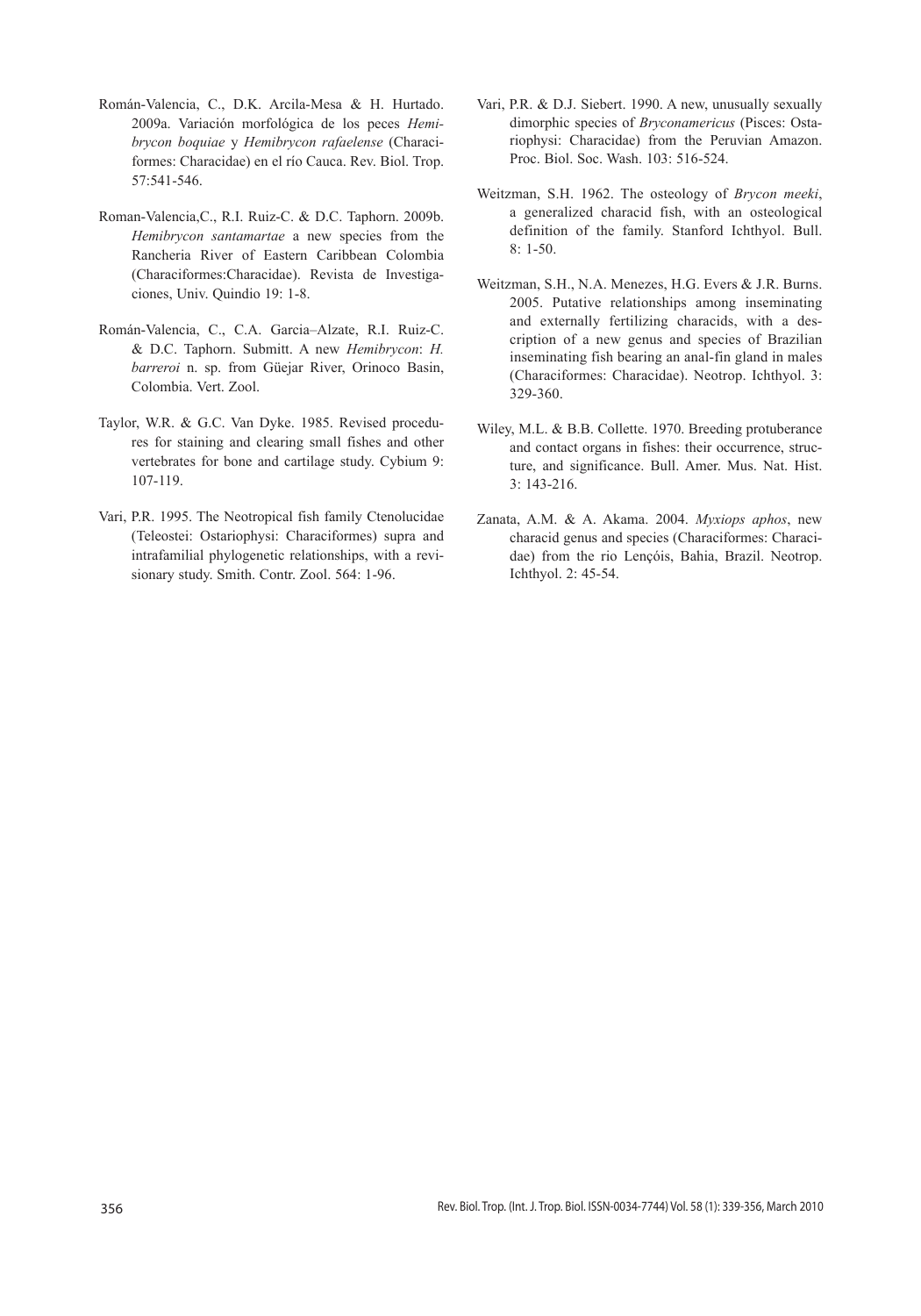Román-Valencia, C., D.K. Arcila-Mesa & H. Hurtado. 2009a. Variación morfológica de los peces *Hemibrycon boquiae* y *Hemibrycon rafaelense* (Characiformes: Characidae) en el río Cauca. Rev. Biol. Trop. 57:541-546.

Roman-Valencia,C., R.I. Ruiz-C. & D.C. Taphorn. 2009b. *Hemibrycon santamartae* a new species from the Rancheria River of Eastern Caribbean Colombia (Characiformes:Characidae). Revista de Investigaciones, Univ. Quindio 19: 1-8.

Román-Valencia, C., C.A. Garcia–Alzate, R.I. Ruiz-C. & D.C. Taphorn. Submitt. A new *Hemibrycon*: *H. barreroi* n. sp. from Güejar River, Orinoco Basin, Colombia. Vert. Zool.

Taylor, W.R. & G.C. Van Dyke. 1985. Revised procedures for staining and clearing small fishes and other vertebrates for bone and cartilage study. Cybium 9: 107-119.

Vari, P.R. 1995. The Neotropical fish family Ctenolucidae (Teleostei: Ostariophysi: Characiformes) supra and intrafamilial phylogenetic relationships, with a revisionary study. Smith. Contr. Zool. 564: 1-96.

Vari, P.R. & D.J. Siebert. 1990. A new, unusually sexually dimorphic species of *Bryconamericus* (Pisces: Ostariophysi: Characidae) from the Peruvian Amazon. Proc. Biol. Soc. Wash. 103: 516-524.

Weitzman, S.H. 1962. The osteology of *Brycon meeki*, a generalized characid fish, with an osteological definition of the family. Stanford Ichthyol. Bull. 8: 1-50.

Weitzman, S.H., N.A. Menezes, H.G. Evers & J.R. Burns. 2005. Putative relationships among inseminating and externally fertilizing characids, with a description of a new genus and species of Brazilian inseminating fish bearing an anal-fin gland in males (Characiformes: Characidae). Neotrop. Ichthyol. 3: 329-360.

Wiley, M.L. & B.B. Collette. 1970. Breeding protuberance and contact organs in fishes: their occurrence, structure, and significance. Bull. Amer. Mus. Nat. Hist. 3: 143-216.

Zanata, A.M. & A. Akama. 2004. *Myxiops aphos*, new characid genus and species (Characiformes: Characidae) from the rio Lençóis, Bahia, Brazil. Neotrop. Ichthyol. 2: 45-54.